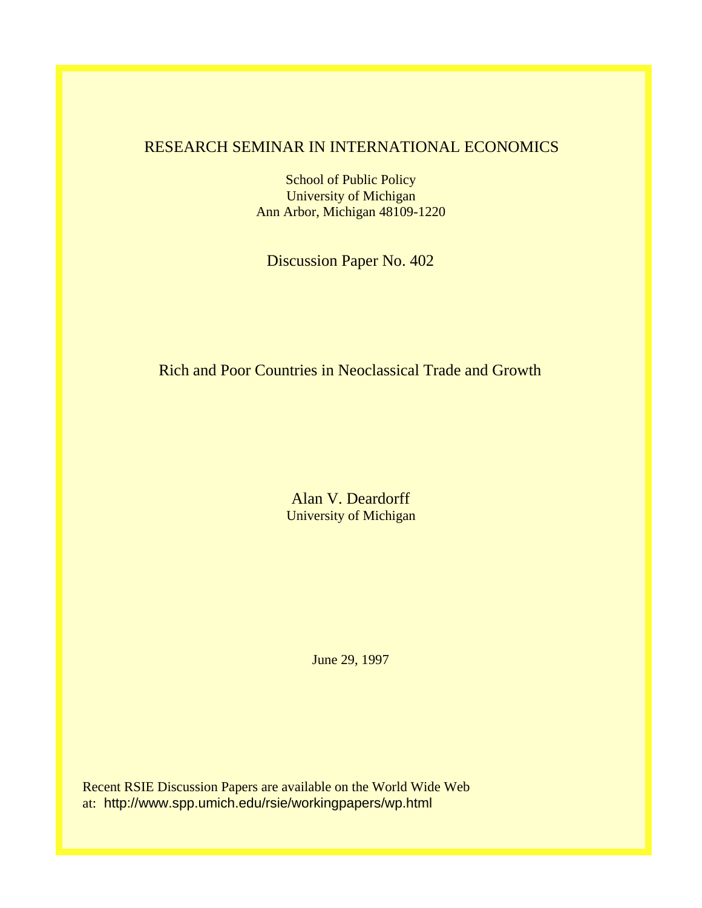RESEARCH SEMINAR IN INTERNATIONAL ECONOMICS

School of Public Policy
University of Michigan
Ann Arbor, Michigan 48109-1220

Discussion Paper No. 402

# Rich and Poor Countries in Neoclassical Trade and Growth

Alan V. Deardorff
University of Michigan

June 29, 1997

Recent RSIE Discussion Papers are available on the World Wide Web at: http://www.spp.umich.edu/rsie/workingpapers/wp.html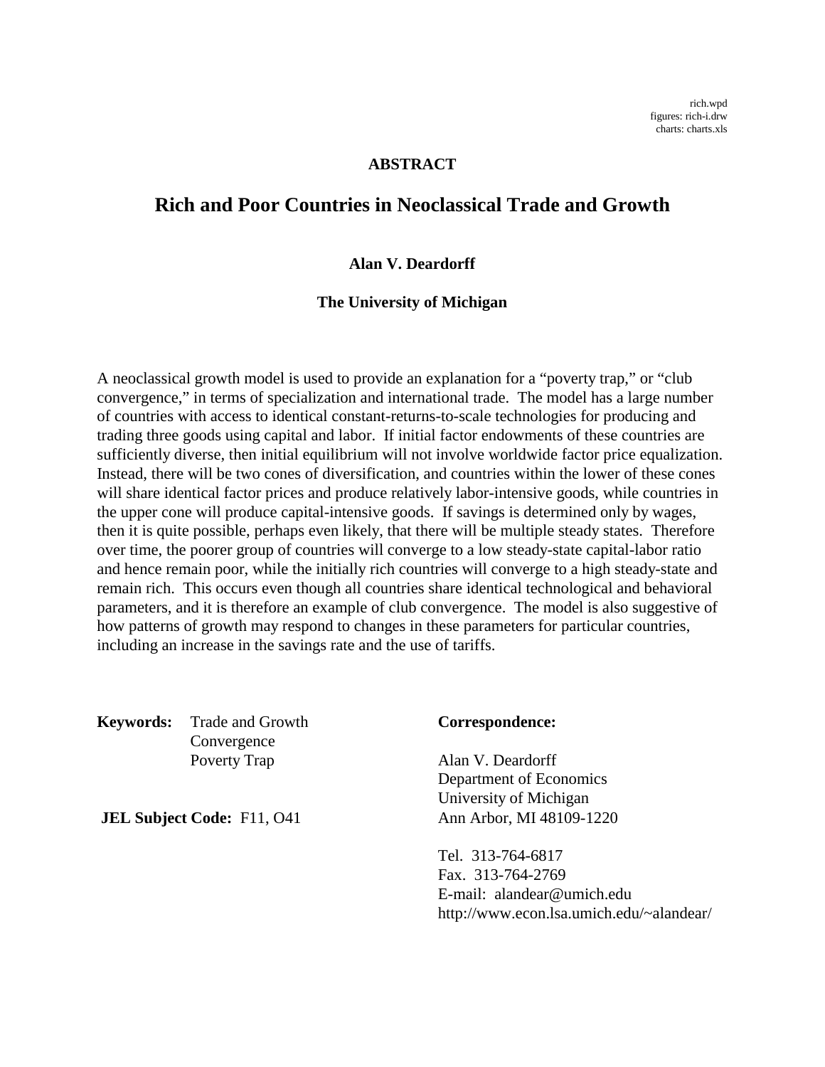rich.wpd
figures: rich-i.drw
charts: charts.xls

**ABSTRACT**

# Rich and Poor Countries in Neoclassical Trade and Growth

**Alan V. Deardorff**

**The University of Michigan**

A neoclassical growth model is used to provide an explanation for a "poverty trap," or "club convergence," in terms of specialization and international trade. The model has a large number of countries with access to identical constant-returns-to-scale technologies for producing and trading three goods using capital and labor. If initial factor endowments of these countries are sufficiently diverse, then initial equilibrium will not involve worldwide factor price equalization. Instead, there will be two cones of diversification, and countries within the lower of these cones will share identical factor prices and produce relatively labor-intensive goods, while countries in the upper cone will produce capital-intensive goods. If savings is determined only by wages, then it is quite possible, perhaps even likely, that there will be multiple steady states. Therefore over time, the poorer group of countries will converge to a low steady-state capital-labor ratio and hence remain poor, while the initially rich countries will converge to a high steady-state and remain rich. This occurs even though all countries share identical technological and behavioral parameters, and it is therefore an example of club convergence. The model is also suggestive of how patterns of growth may respond to changes in these parameters for particular countries, including an increase in the savings rate and the use of tariffs.

**Keywords:** Trade and Growth
Convergence
Poverty Trap

**JEL Subject Code:** F11, O41

**Correspondence:**

Alan V. Deardorff
Department of Economics
University of Michigan
Ann Arbor, MI 48109-1220

Tel. 313-764-6817
Fax. 313-764-2769
E-mail: alandear@umich.edu
http://www.econ.lsa.umich.edu/~alandear/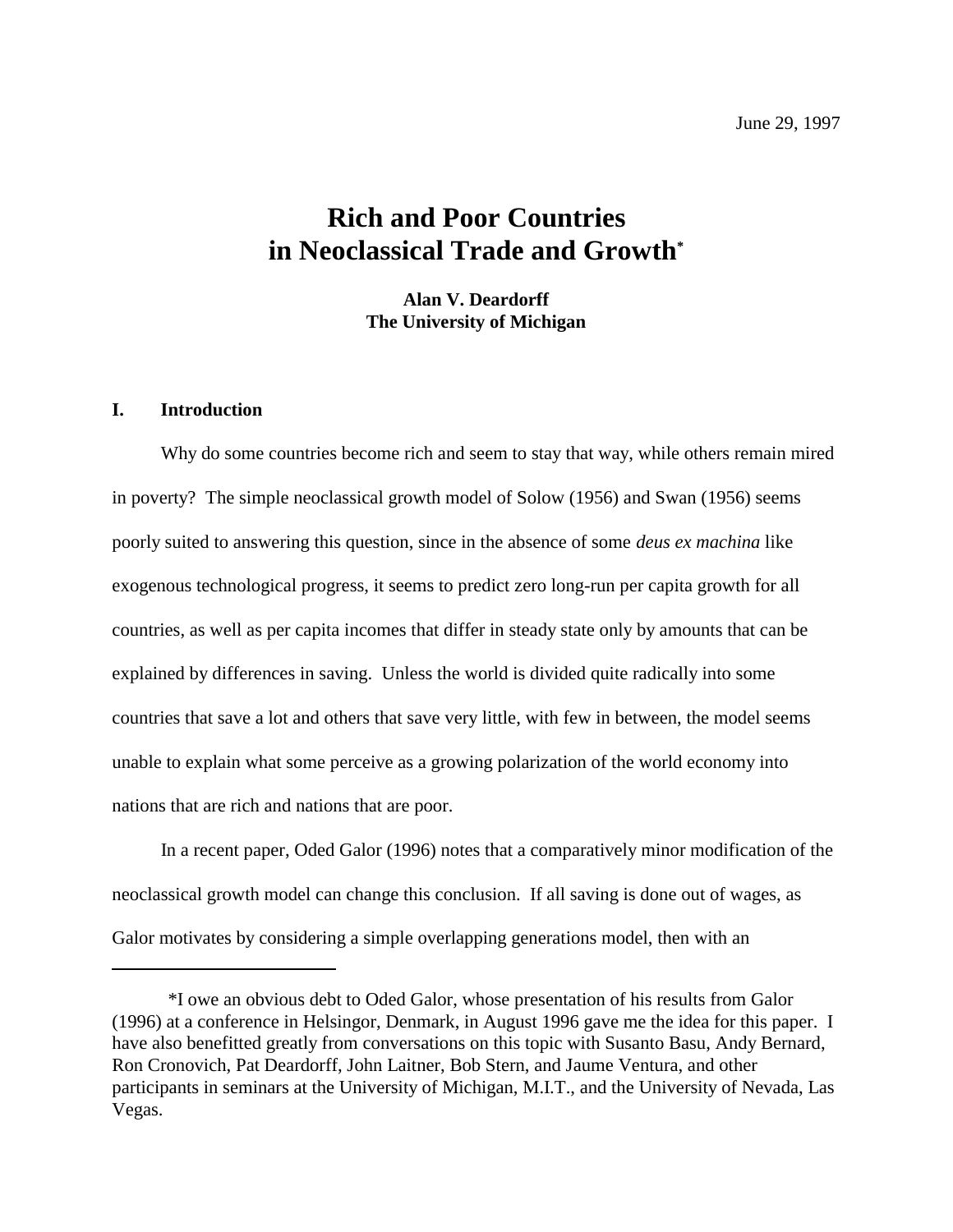June 29, 1997

# Rich and Poor Countries in Neoclassical Trade and Growth*

**Alan V. Deardorff**
**The University of Michigan**

## I. Introduction

Why do some countries become rich and seem to stay that way, while others remain mired in poverty? The simple neoclassical growth model of Solow (1956) and Swan (1956) seems poorly suited to answering this question, since in the absence of some *deus ex machina* like exogenous technological progress, it seems to predict zero long-run per capita growth for all countries, as well as per capita incomes that differ in steady state only by amounts that can be explained by differences in saving. Unless the world is divided quite radically into some countries that save a lot and others that save very little, with few in between, the model seems unable to explain what some perceive as a growing polarization of the world economy into nations that are rich and nations that are poor.

In a recent paper, Oded Galor (1996) notes that a comparatively minor modification of the neoclassical growth model can change this conclusion. If all saving is done out of wages, as Galor motivates by considering a simple overlapping generations model, then with an

---

*I owe an obvious debt to Oded Galor, whose presentation of his results from Galor (1996) at a conference in Helsingor, Denmark, in August 1996 gave me the idea for this paper. I have also benefitted greatly from conversations on this topic with Susanto Basu, Andy Bernard, Ron Cronovich, Pat Deardorff, John Laitner, Bob Stern, and Jaume Ventura, and other participants in seminars at the University of Michigan, M.I.T., and the University of Nevada, Las Vegas.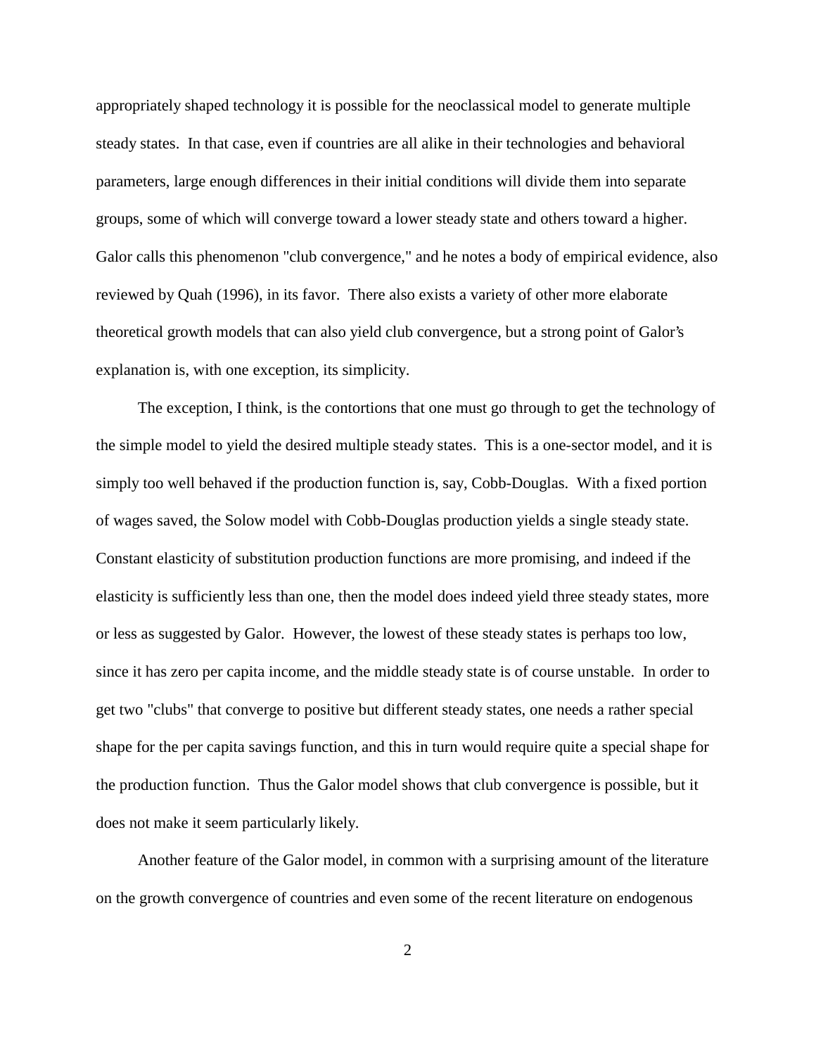appropriately shaped technology it is possible for the neoclassical model to generate multiple steady states. In that case, even if countries are all alike in their technologies and behavioral parameters, large enough differences in their initial conditions will divide them into separate groups, some of which will converge toward a lower steady state and others toward a higher. Galor calls this phenomenon "club convergence," and he notes a body of empirical evidence, also reviewed by Quah (1996), in its favor. There also exists a variety of other more elaborate theoretical growth models that can also yield club convergence, but a strong point of Galor's explanation is, with one exception, its simplicity.

The exception, I think, is the contortions that one must go through to get the technology of the simple model to yield the desired multiple steady states. This is a one-sector model, and it is simply too well behaved if the production function is, say, Cobb-Douglas. With a fixed portion of wages saved, the Solow model with Cobb-Douglas production yields a single steady state. Constant elasticity of substitution production functions are more promising, and indeed if the elasticity is sufficiently less than one, then the model does indeed yield three steady states, more or less as suggested by Galor. However, the lowest of these steady states is perhaps too low, since it has zero per capita income, and the middle steady state is of course unstable. In order to get two "clubs" that converge to positive but different steady states, one needs a rather special shape for the per capita savings function, and this in turn would require quite a special shape for the production function. Thus the Galor model shows that club convergence is possible, but it does not make it seem particularly likely.

Another feature of the Galor model, in common with a surprising amount of the literature on the growth convergence of countries and even some of the recent literature on endogenous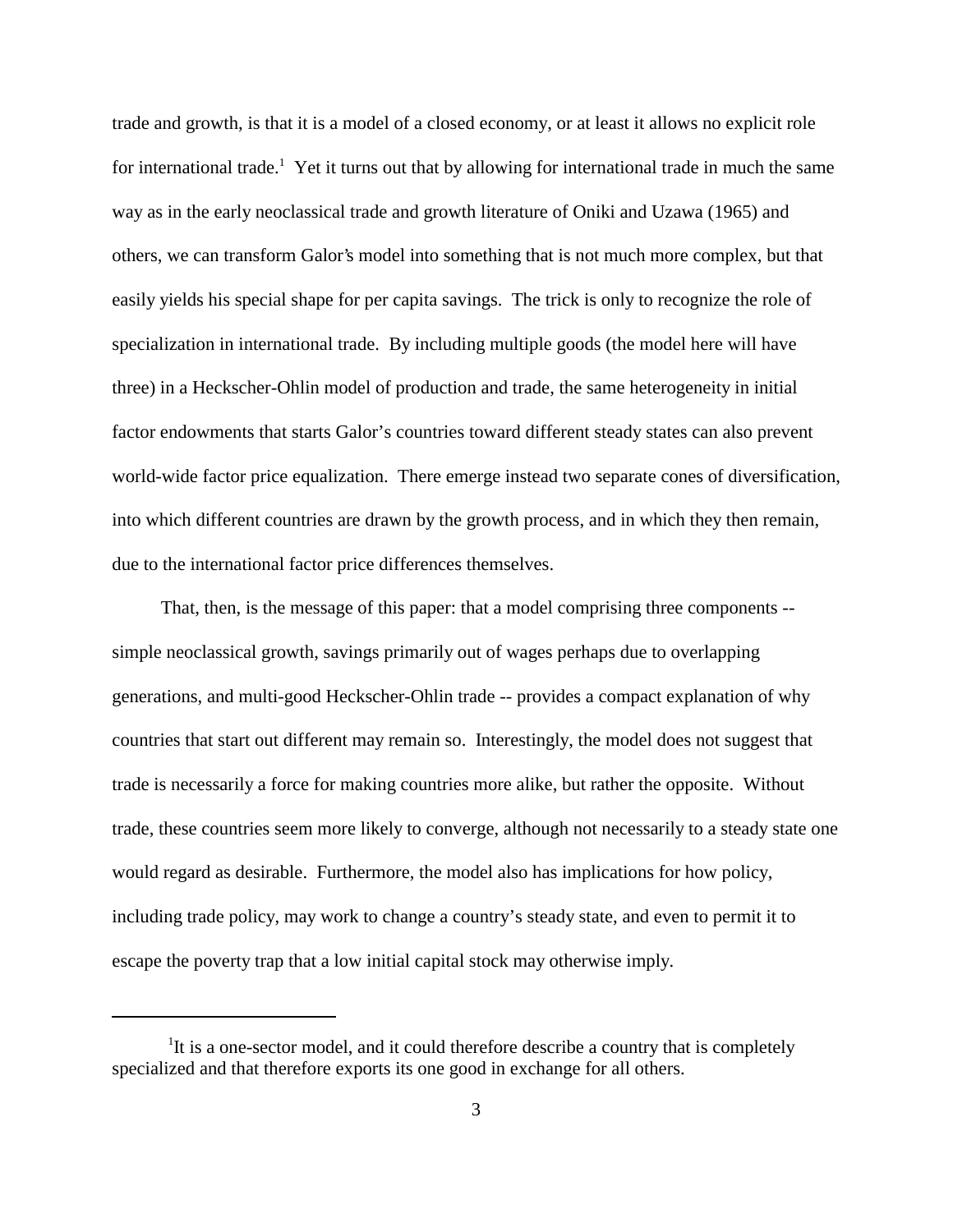trade and growth, is that it is a model of a closed economy, or at least it allows no explicit role for international trade.[1] Yet it turns out that by allowing for international trade in much the same way as in the early neoclassical trade and growth literature of Oniki and Uzawa (1965) and others, we can transform Galor's model into something that is not much more complex, but that easily yields his special shape for per capita savings. The trick is only to recognize the role of specialization in international trade. By including multiple goods (the model here will have three) in a Heckscher-Ohlin model of production and trade, the same heterogeneity in initial factor endowments that starts Galor's countries toward different steady states can also prevent world-wide factor price equalization. There emerge instead two separate cones of diversification, into which different countries are drawn by the growth process, and in which they then remain, due to the international factor price differences themselves.

That, then, is the message of this paper: that a model comprising three components -- simple neoclassical growth, savings primarily out of wages perhaps due to overlapping generations, and multi-good Heckscher-Ohlin trade -- provides a compact explanation of why countries that start out different may remain so. Interestingly, the model does not suggest that trade is necessarily a force for making countries more alike, but rather the opposite. Without trade, these countries seem more likely to converge, although not necessarily to a steady state one would regard as desirable. Furthermore, the model also has implications for how policy, including trade policy, may work to change a country's steady state, and even to permit it to escape the poverty trap that a low initial capital stock may otherwise imply.

---

[1] It is a one-sector model, and it could therefore describe a country that is completely specialized and that therefore exports its one good in exchange for all others.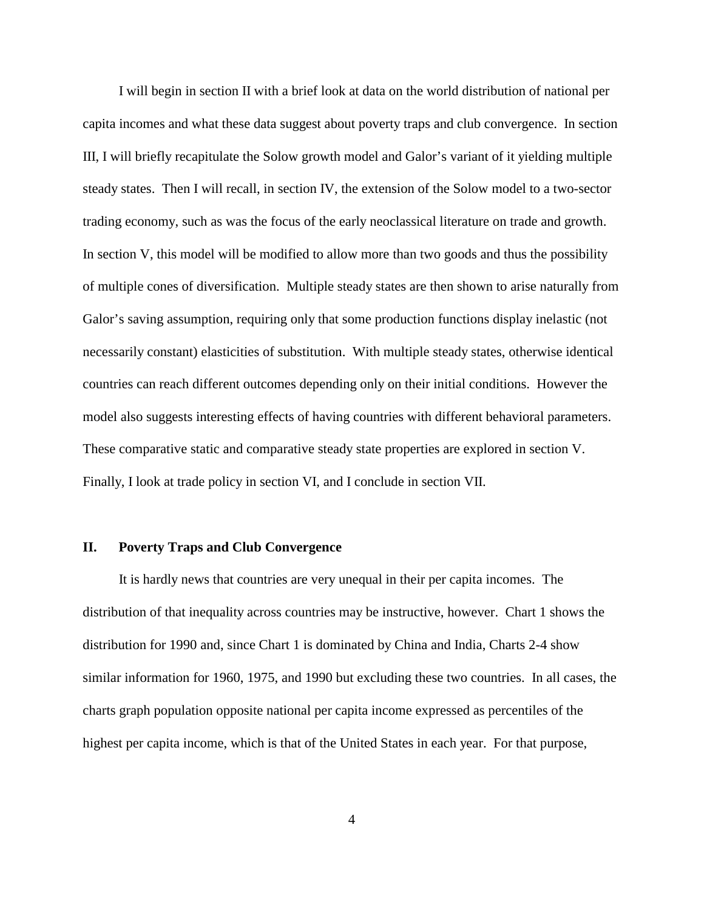I will begin in section II with a brief look at data on the world distribution of national per capita incomes and what these data suggest about poverty traps and club convergence. In section III, I will briefly recapitulate the Solow growth model and Galor's variant of it yielding multiple steady states. Then I will recall, in section IV, the extension of the Solow model to a two-sector trading economy, such as was the focus of the early neoclassical literature on trade and growth. In section V, this model will be modified to allow more than two goods and thus the possibility of multiple cones of diversification. Multiple steady states are then shown to arise naturally from Galor's saving assumption, requiring only that some production functions display inelastic (not necessarily constant) elasticities of substitution. With multiple steady states, otherwise identical countries can reach different outcomes depending only on their initial conditions. However the model also suggests interesting effects of having countries with different behavioral parameters. These comparative static and comparative steady state properties are explored in section V. Finally, I look at trade policy in section VI, and I conclude in section VII.

## II. Poverty Traps and Club Convergence

It is hardly news that countries are very unequal in their per capita incomes. The distribution of that inequality across countries may be instructive, however. Chart 1 shows the distribution for 1990 and, since Chart 1 is dominated by China and India, Charts 2-4 show similar information for 1960, 1975, and 1990 but excluding these two countries. In all cases, the charts graph population opposite national per capita income expressed as percentiles of the highest per capita income, which is that of the United States in each year. For that purpose,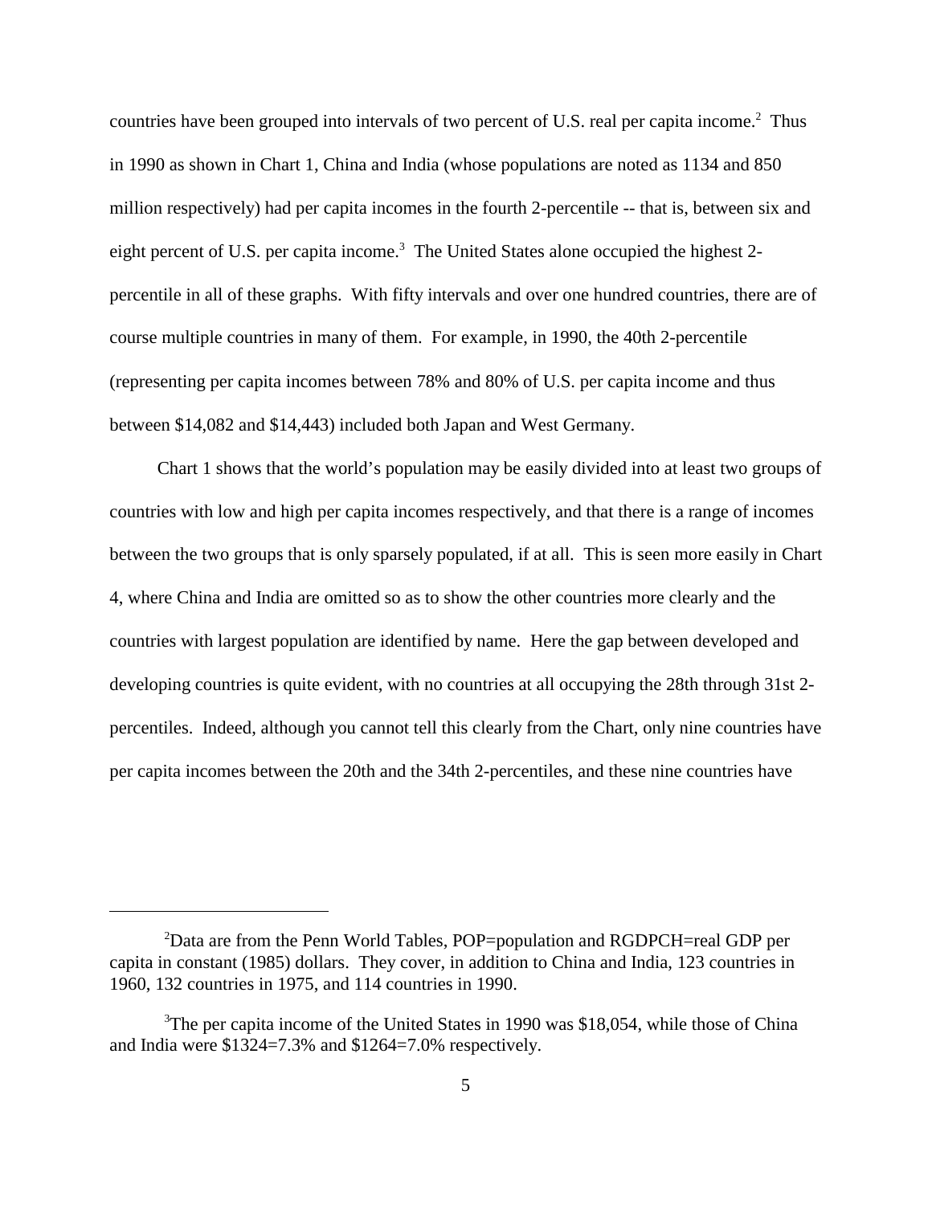countries have been grouped into intervals of two percent of U.S. real per capita income.[2] Thus in 1990 as shown in Chart 1, China and India (whose populations are noted as 1134 and 850 million respectively) had per capita incomes in the fourth 2-percentile -- that is, between six and eight percent of U.S. per capita income.[3] The United States alone occupied the highest 2-percentile in all of these graphs. With fifty intervals and over one hundred countries, there are of course multiple countries in many of them. For example, in 1990, the 40th 2-percentile (representing per capita incomes between 78% and 80% of U.S. per capita income and thus between $14,082 and $14,443) included both Japan and West Germany.

Chart 1 shows that the world's population may be easily divided into at least two groups of countries with low and high per capita incomes respectively, and that there is a range of incomes between the two groups that is only sparsely populated, if at all. This is seen more easily in Chart 4, where China and India are omitted so as to show the other countries more clearly and the countries with largest population are identified by name. Here the gap between developed and developing countries is quite evident, with no countries at all occupying the 28th through 31st 2-percentiles. Indeed, although you cannot tell this clearly from the Chart, only nine countries have per capita incomes between the 20th and the 34th 2-percentiles, and these nine countries have

---

[2]Data are from the Penn World Tables, POP=population and RGDPCH=real GDP per capita in constant (1985) dollars. They cover, in addition to China and India, 123 countries in 1960, 132 countries in 1975, and 114 countries in 1990.

[3]The per capita income of the United States in 1990 was $18,054, while those of China and India were $1324=7.3% and $1264=7.0% respectively.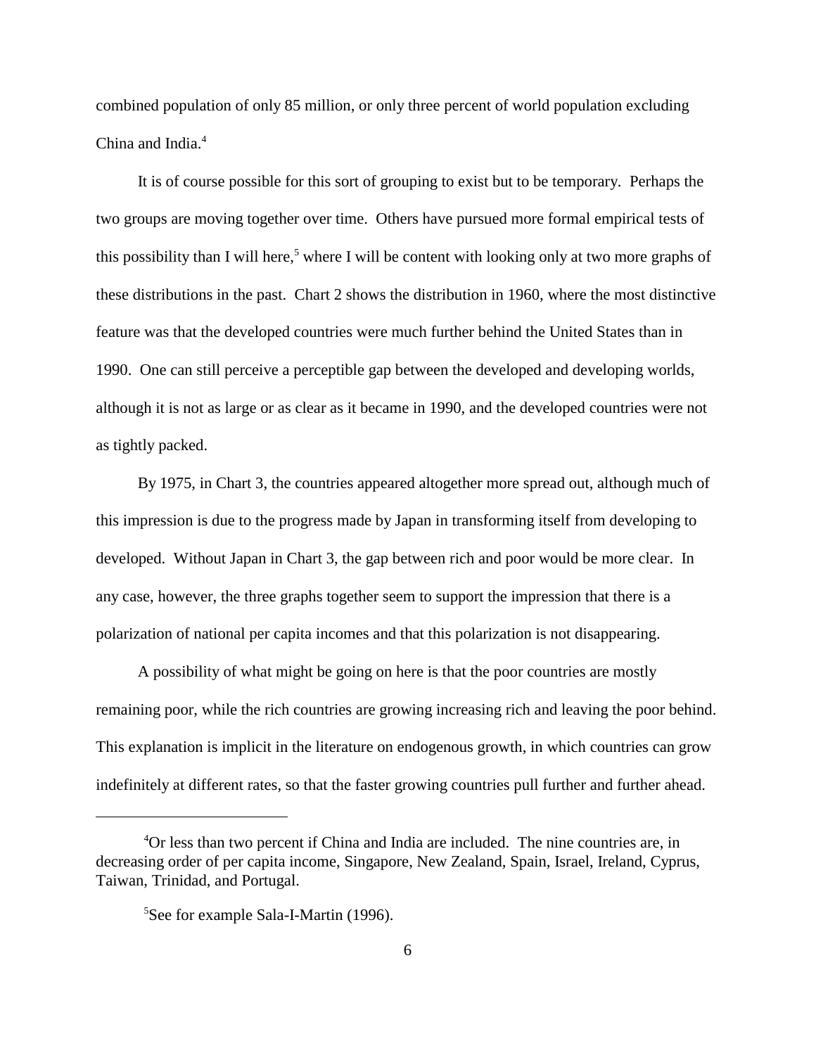combined population of only 85 million, or only three percent of world population excluding China and India.[4]

It is of course possible for this sort of grouping to exist but to be temporary. Perhaps the two groups are moving together over time. Others have pursued more formal empirical tests of this possibility than I will here,[5] where I will be content with looking only at two more graphs of these distributions in the past. Chart 2 shows the distribution in 1960, where the most distinctive feature was that the developed countries were much further behind the United States than in 1990. One can still perceive a perceptible gap between the developed and developing worlds, although it is not as large or as clear as it became in 1990, and the developed countries were not as tightly packed.

By 1975, in Chart 3, the countries appeared altogether more spread out, although much of this impression is due to the progress made by Japan in transforming itself from developing to developed. Without Japan in Chart 3, the gap between rich and poor would be more clear. In any case, however, the three graphs together seem to support the impression that there is a polarization of national per capita incomes and that this polarization is not disappearing.

A possibility of what might be going on here is that the poor countries are mostly remaining poor, while the rich countries are growing increasing rich and leaving the poor behind. This explanation is implicit in the literature on endogenous growth, in which countries can grow indefinitely at different rates, so that the faster growing countries pull further and further ahead.

---

[4]Or less than two percent if China and India are included. The nine countries are, in decreasing order of per capita income, Singapore, New Zealand, Spain, Israel, Ireland, Cyprus, Taiwan, Trinidad, and Portugal.

[5]See for example Sala-I-Martin (1996).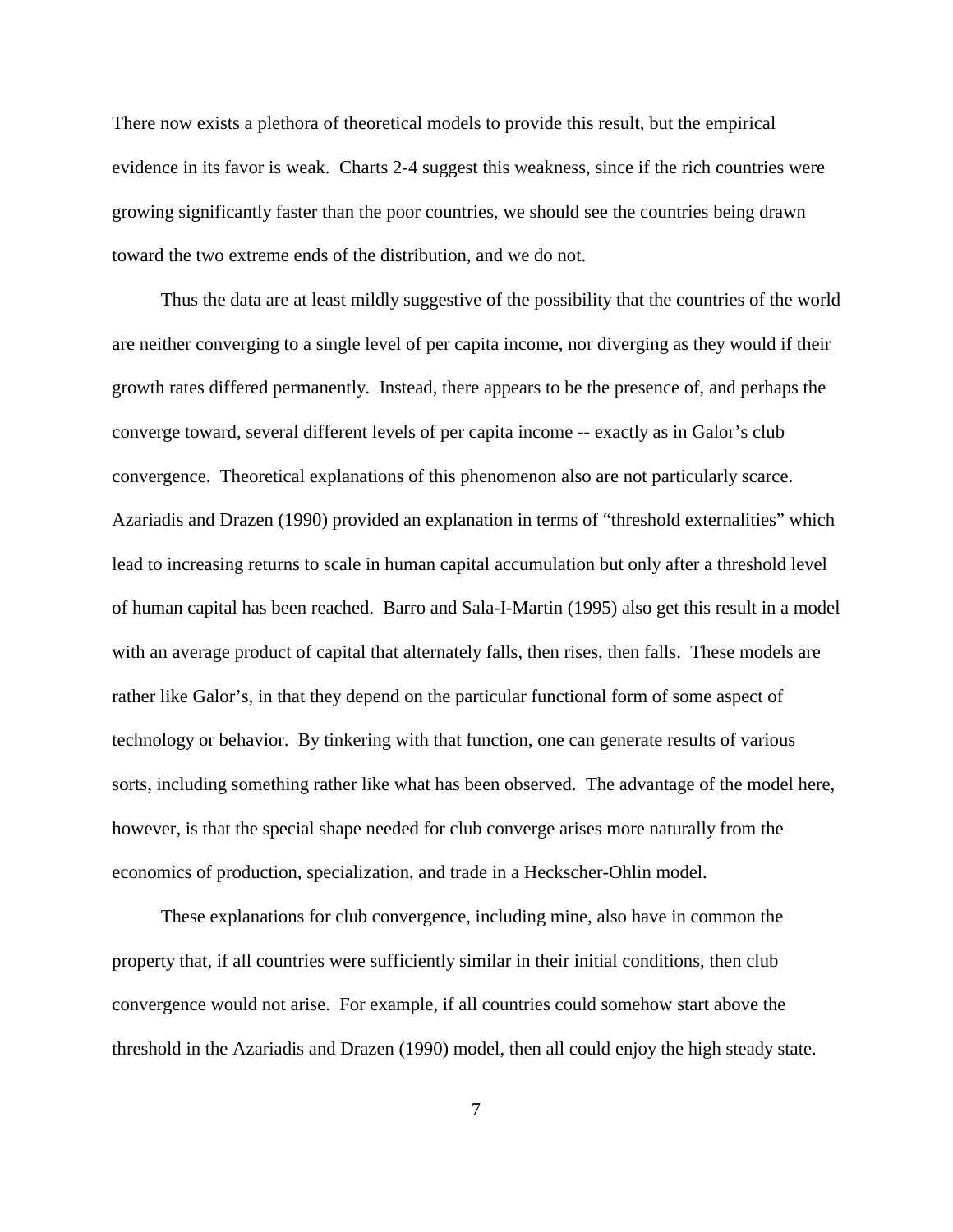There now exists a plethora of theoretical models to provide this result, but the empirical evidence in its favor is weak. Charts 2-4 suggest this weakness, since if the rich countries were growing significantly faster than the poor countries, we should see the countries being drawn toward the two extreme ends of the distribution, and we do not.

Thus the data are at least mildly suggestive of the possibility that the countries of the world are neither converging to a single level of per capita income, nor diverging as they would if their growth rates differed permanently. Instead, there appears to be the presence of, and perhaps the converge toward, several different levels of per capita income -- exactly as in Galor's club convergence. Theoretical explanations of this phenomenon also are not particularly scarce. Azariadis and Drazen (1990) provided an explanation in terms of "threshold externalities" which lead to increasing returns to scale in human capital accumulation but only after a threshold level of human capital has been reached. Barro and Sala-I-Martin (1995) also get this result in a model with an average product of capital that alternately falls, then rises, then falls. These models are rather like Galor's, in that they depend on the particular functional form of some aspect of technology or behavior. By tinkering with that function, one can generate results of various sorts, including something rather like what has been observed. The advantage of the model here, however, is that the special shape needed for club converge arises more naturally from the economics of production, specialization, and trade in a Heckscher-Ohlin model.

These explanations for club convergence, including mine, also have in common the property that, if all countries were sufficiently similar in their initial conditions, then club convergence would not arise. For example, if all countries could somehow start above the threshold in the Azariadis and Drazen (1990) model, then all could enjoy the high steady state.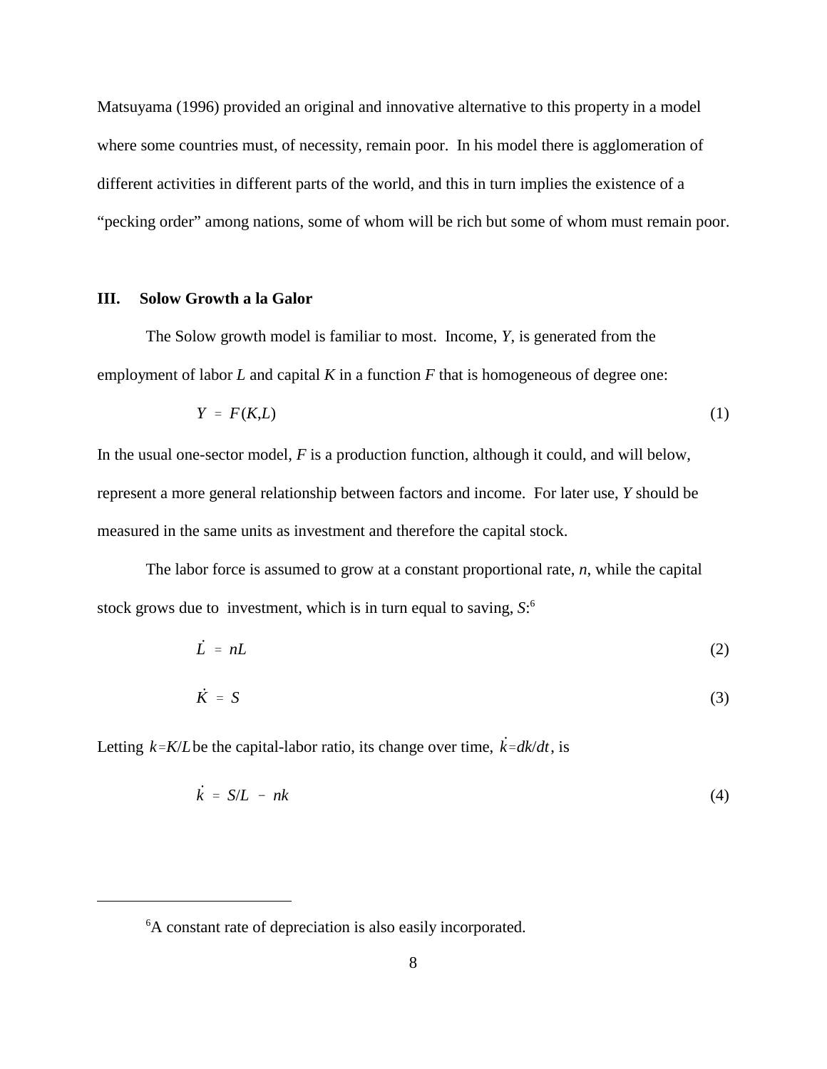Matsuyama (1996) provided an original and innovative alternative to this property in a model where some countries must, of necessity, remain poor. In his model there is agglomeration of different activities in different parts of the world, and this in turn implies the existence of a "pecking order" among nations, some of whom will be rich but some of whom must remain poor.

## III. Solow Growth a la Galor

The Solow growth model is familiar to most. Income, $Y$, is generated from the employment of labor $L$ and capital $K$ in a function $F$ that is homogeneous of degree one:

$$Y = F(K,L) \tag{1}$$

In the usual one-sector model, $F$ is a production function, although it could, and will below, represent a more general relationship between factors and income. For later use, $Y$ should be measured in the same units as investment and therefore the capital stock.

The labor force is assumed to grow at a constant proportional rate, $n$, while the capital stock grows due to investment, which is in turn equal to saving, $S$:[6]

$$\dot{L} = nL \tag{2}$$

$$\dot{K} = S \tag{3}$$

Letting $k = K/L$ be the capital-labor ratio, its change over time, $\dot{k} = dk/dt$, is

$$\dot{k} = S/L - nk \tag{4}$$

---

[6]A constant rate of depreciation is also easily incorporated.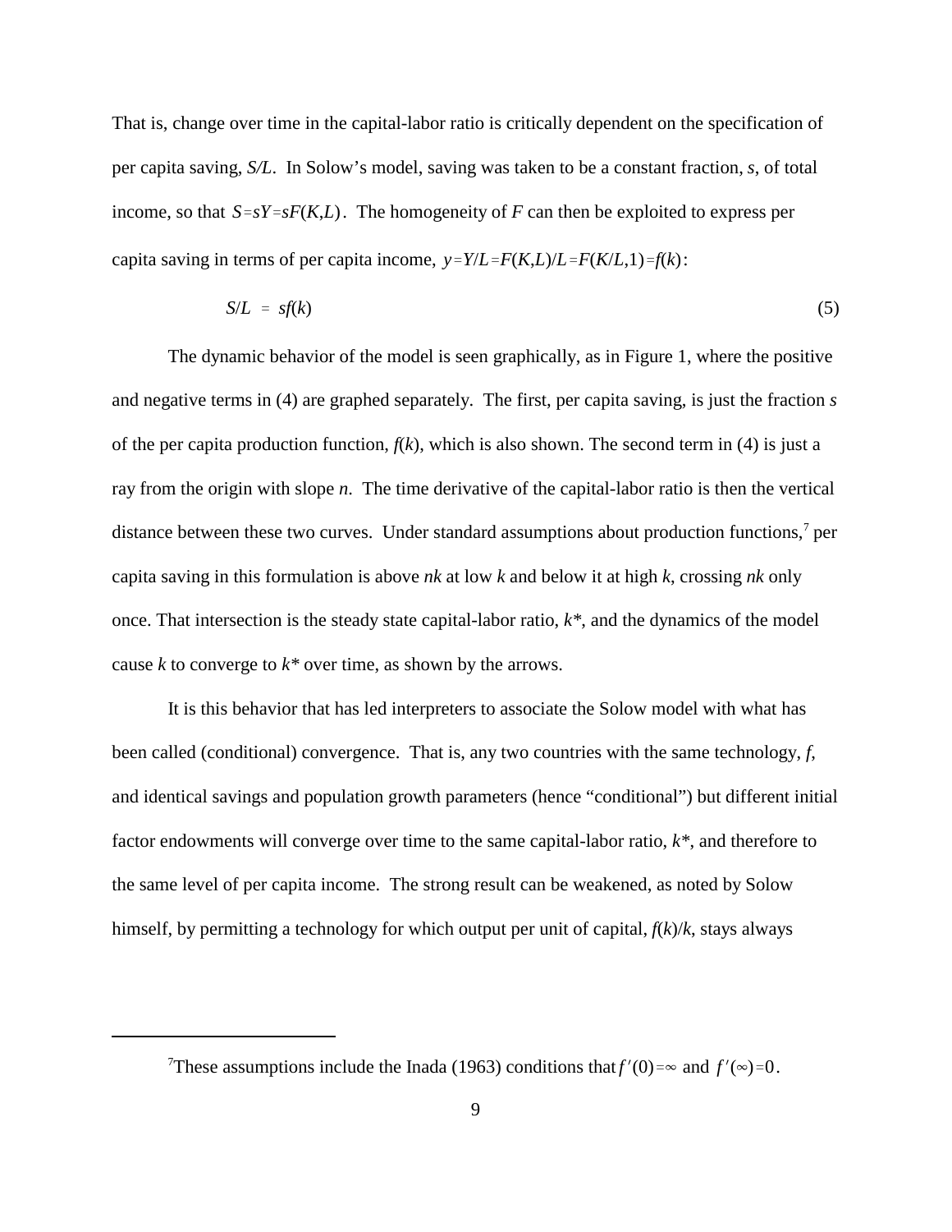That is, change over time in the capital-labor ratio is critically dependent on the specification of per capita saving, *S/L*. In Solow's model, saving was taken to be a constant fraction, *s*, of total income, so that $S = sY = sF(K,L)$. The homogeneity of *F* can then be exploited to express per capita saving in terms of per capita income, $y = Y/L = F(K,L)/L = F(K/L,1) = f(k)$:

$$S/L \;=\; sf(k) \tag{5}$$

The dynamic behavior of the model is seen graphically, as in Figure 1, where the positive and negative terms in (4) are graphed separately. The first, per capita saving, is just the fraction *s* of the per capita production function, $f(k)$, which is also shown. The second term in (4) is just a ray from the origin with slope *n*. The time derivative of the capital-labor ratio is then the vertical distance between these two curves. Under standard assumptions about production functions,[7] per capita saving in this formulation is above $nk$ at low *k* and below it at high *k*, crossing $nk$ only once. That intersection is the steady state capital-labor ratio, $k^*$, and the dynamics of the model cause *k* to converge to $k^*$ over time, as shown by the arrows.

It is this behavior that has led interpreters to associate the Solow model with what has been called (conditional) convergence. That is, any two countries with the same technology, *f*, and identical savings and population growth parameters (hence "conditional") but different initial factor endowments will converge over time to the same capital-labor ratio, $k^*$, and therefore to the same level of per capita income. The strong result can be weakened, as noted by Solow himself, by permitting a technology for which output per unit of capital, $f(k)/k$, stays always

---

[7]These assumptions include the Inada (1963) conditions that $f'(0) = \infty$ and $f'(\infty) = 0$.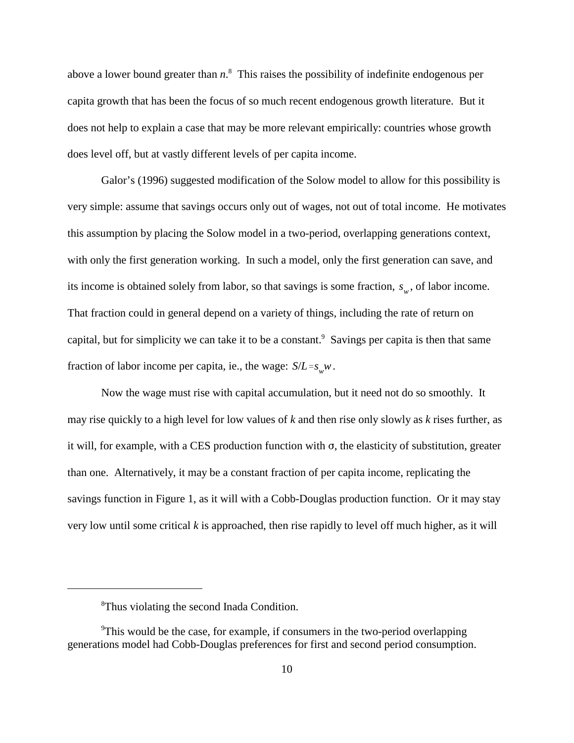above a lower bound greater than *n*.[8] This raises the possibility of indefinite endogenous per capita growth that has been the focus of so much recent endogenous growth literature. But it does not help to explain a case that may be more relevant empirically: countries whose growth does level off, but at vastly different levels of per capita income.

Galor's (1996) suggested modification of the Solow model to allow for this possibility is very simple: assume that savings occurs only out of wages, not out of total income. He motivates this assumption by placing the Solow model in a two-period, overlapping generations context, with only the first generation working. In such a model, only the first generation can save, and its income is obtained solely from labor, so that savings is some fraction, $s_w$, of labor income. That fraction could in general depend on a variety of things, including the rate of return on capital, but for simplicity we can take it to be a constant.[9] Savings per capita is then that same fraction of labor income per capita, ie., the wage: $S/L = s_w w$.

Now the wage must rise with capital accumulation, but it need not do so smoothly. It may rise quickly to a high level for low values of *k* and then rise only slowly as *k* rises further, as it will, for example, with a CES production function with σ, the elasticity of substitution, greater than one. Alternatively, it may be a constant fraction of per capita income, replicating the savings function in Figure 1, as it will with a Cobb-Douglas production function. Or it may stay very low until some critical *k* is approached, then rise rapidly to level off much higher, as it will

---

[8] Thus violating the second Inada Condition.

[9] This would be the case, for example, if consumers in the two-period overlapping generations model had Cobb-Douglas preferences for first and second period consumption.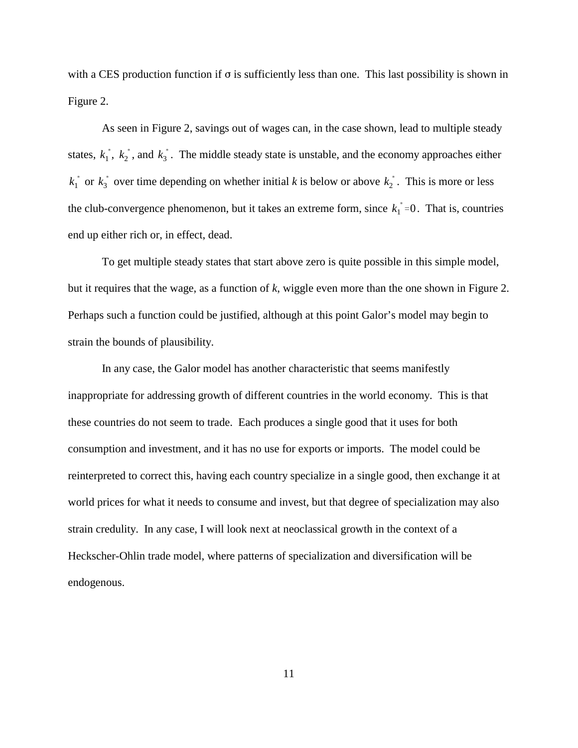with a CES production function if σ is sufficiently less than one. This last possibility is shown in Figure 2.

As seen in Figure 2, savings out of wages can, in the case shown, lead to multiple steady states, $k_1^*$, $k_2^*$, and $k_3^*$. The middle steady state is unstable, and the economy approaches either $k_1^*$ or $k_3^*$ over time depending on whether initial *k* is below or above $k_2^*$. This is more or less the club-convergence phenomenon, but it takes an extreme form, since $k_1^* = 0$. That is, countries end up either rich or, in effect, dead.

To get multiple steady states that start above zero is quite possible in this simple model, but it requires that the wage, as a function of *k*, wiggle even more than the one shown in Figure 2. Perhaps such a function could be justified, although at this point Galor's model may begin to strain the bounds of plausibility.

In any case, the Galor model has another characteristic that seems manifestly inappropriate for addressing growth of different countries in the world economy. This is that these countries do not seem to trade. Each produces a single good that it uses for both consumption and investment, and it has no use for exports or imports. The model could be reinterpreted to correct this, having each country specialize in a single good, then exchange it at world prices for what it needs to consume and invest, but that degree of specialization may also strain credulity. In any case, I will look next at neoclassical growth in the context of a Heckscher-Ohlin trade model, where patterns of specialization and diversification will be endogenous.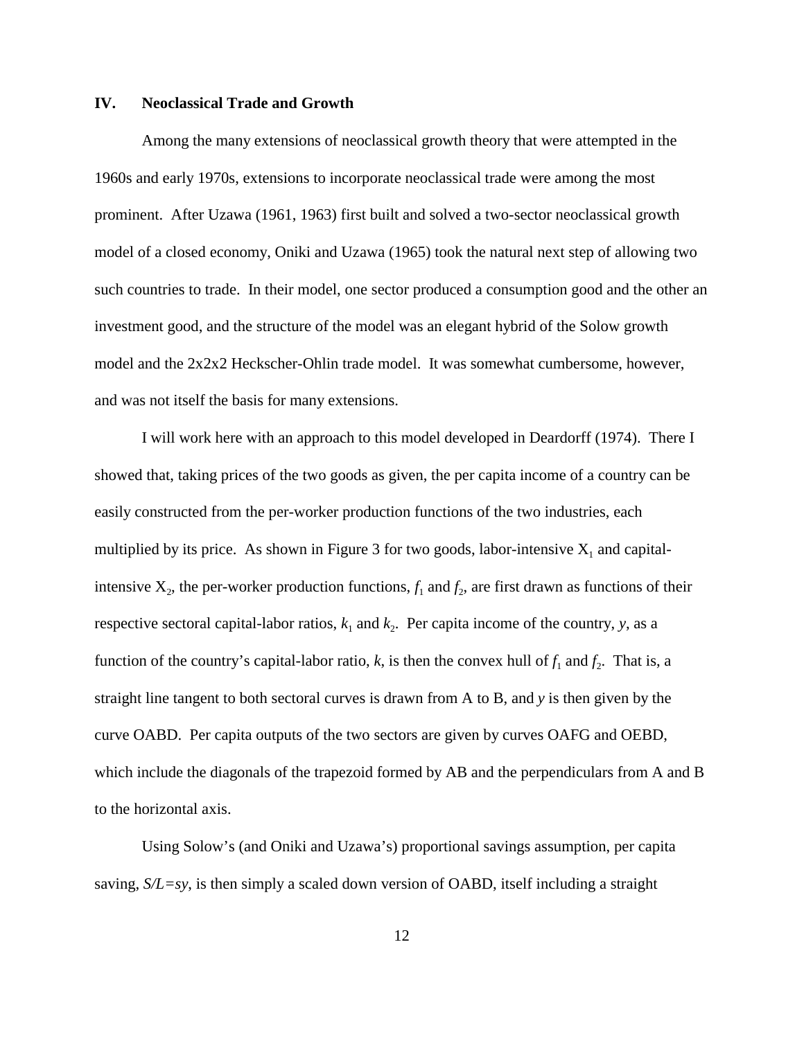## IV. Neoclassical Trade and Growth

Among the many extensions of neoclassical growth theory that were attempted in the 1960s and early 1970s, extensions to incorporate neoclassical trade were among the most prominent. After Uzawa (1961, 1963) first built and solved a two-sector neoclassical growth model of a closed economy, Oniki and Uzawa (1965) took the natural next step of allowing two such countries to trade. In their model, one sector produced a consumption good and the other an investment good, and the structure of the model was an elegant hybrid of the Solow growth model and the 2x2x2 Heckscher-Ohlin trade model. It was somewhat cumbersome, however, and was not itself the basis for many extensions.

I will work here with an approach to this model developed in Deardorff (1974). There I showed that, taking prices of the two goods as given, the per capita income of a country can be easily constructed from the per-worker production functions of the two industries, each multiplied by its price. As shown in Figure 3 for two goods, labor-intensive $X_1$ and capital-intensive $X_2$, the per-worker production functions, $f_1$ and $f_2$, are first drawn as functions of their respective sectoral capital-labor ratios, $k_1$ and $k_2$. Per capita income of the country, $y$, as a function of the country's capital-labor ratio, $k$, is then the convex hull of $f_1$ and $f_2$. That is, a straight line tangent to both sectoral curves is drawn from A to B, and $y$ is then given by the curve OABD. Per capita outputs of the two sectors are given by curves OAFG and OEBD, which include the diagonals of the trapezoid formed by AB and the perpendiculars from A and B to the horizontal axis.

Using Solow's (and Oniki and Uzawa's) proportional savings assumption, per capita saving, $S/L=sy$, is then simply a scaled down version of OABD, itself including a straight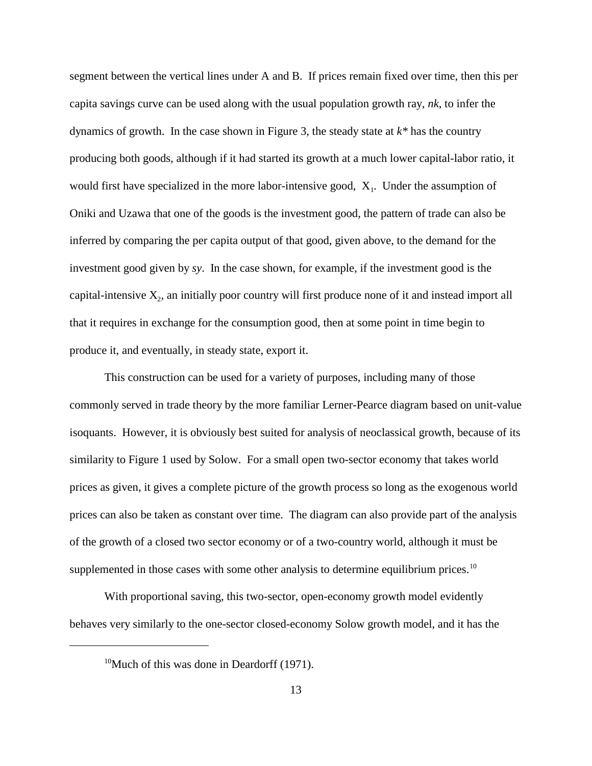segment between the vertical lines under A and B. If prices remain fixed over time, then this per capita savings curve can be used along with the usual population growth ray, $nk$, to infer the dynamics of growth. In the case shown in Figure 3, the steady state at $k^*$ has the country producing both goods, although if it had started its growth at a much lower capital-labor ratio, it would first have specialized in the more labor-intensive good, $X_1$. Under the assumption of Oniki and Uzawa that one of the goods is the investment good, the pattern of trade can also be inferred by comparing the per capita output of that good, given above, to the demand for the investment good given by $sy$. In the case shown, for example, if the investment good is the capital-intensive $X_2$, an initially poor country will first produce none of it and instead import all that it requires in exchange for the consumption good, then at some point in time begin to produce it, and eventually, in steady state, export it.

This construction can be used for a variety of purposes, including many of those commonly served in trade theory by the more familiar Lerner-Pearce diagram based on unit-value isoquants. However, it is obviously best suited for analysis of neoclassical growth, because of its similarity to Figure 1 used by Solow. For a small open two-sector economy that takes world prices as given, it gives a complete picture of the growth process so long as the exogenous world prices can also be taken as constant over time. The diagram can also provide part of the analysis of the growth of a closed two sector economy or of a two-country world, although it must be supplemented in those cases with some other analysis to determine equilibrium prices.[10]

With proportional saving, this two-sector, open-economy growth model evidently behaves very similarly to the one-sector closed-economy Solow growth model, and it has the

---

[10] Much of this was done in Deardorff (1971).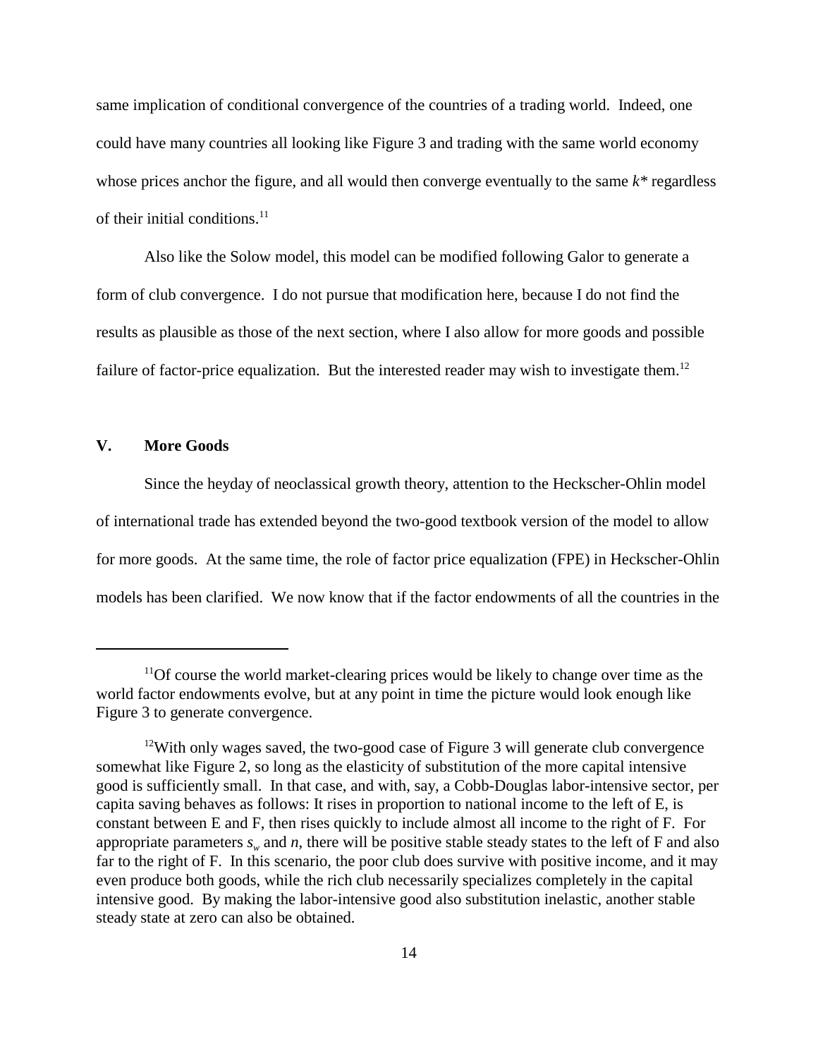same implication of conditional convergence of the countries of a trading world. Indeed, one could have many countries all looking like Figure 3 and trading with the same world economy whose prices anchor the figure, and all would then converge eventually to the same $k^*$ regardless of their initial conditions.[11]

Also like the Solow model, this model can be modified following Galor to generate a form of club convergence. I do not pursue that modification here, because I do not find the results as plausible as those of the next section, where I also allow for more goods and possible failure of factor-price equalization. But the interested reader may wish to investigate them.[12]

## V. More Goods

Since the heyday of neoclassical growth theory, attention to the Heckscher-Ohlin model of international trade has extended beyond the two-good textbook version of the model to allow for more goods. At the same time, the role of factor price equalization (FPE) in Heckscher-Ohlin models has been clarified. We now know that if the factor endowments of all the countries in the

---

[11] Of course the world market-clearing prices would be likely to change over time as the world factor endowments evolve, but at any point in time the picture would look enough like Figure 3 to generate convergence.

[12] With only wages saved, the two-good case of Figure 3 will generate club convergence somewhat like Figure 2, so long as the elasticity of substitution of the more capital intensive good is sufficiently small. In that case, and with, say, a Cobb-Douglas labor-intensive sector, per capita saving behaves as follows: It rises in proportion to national income to the left of E, is constant between E and F, then rises quickly to include almost all income to the right of F. For appropriate parameters $s_w$ and $n$, there will be positive stable steady states to the left of F and also far to the right of F. In this scenario, the poor club does survive with positive income, and it may even produce both goods, while the rich club necessarily specializes completely in the capital intensive good. By making the labor-intensive good also substitution inelastic, another stable steady state at zero can also be obtained.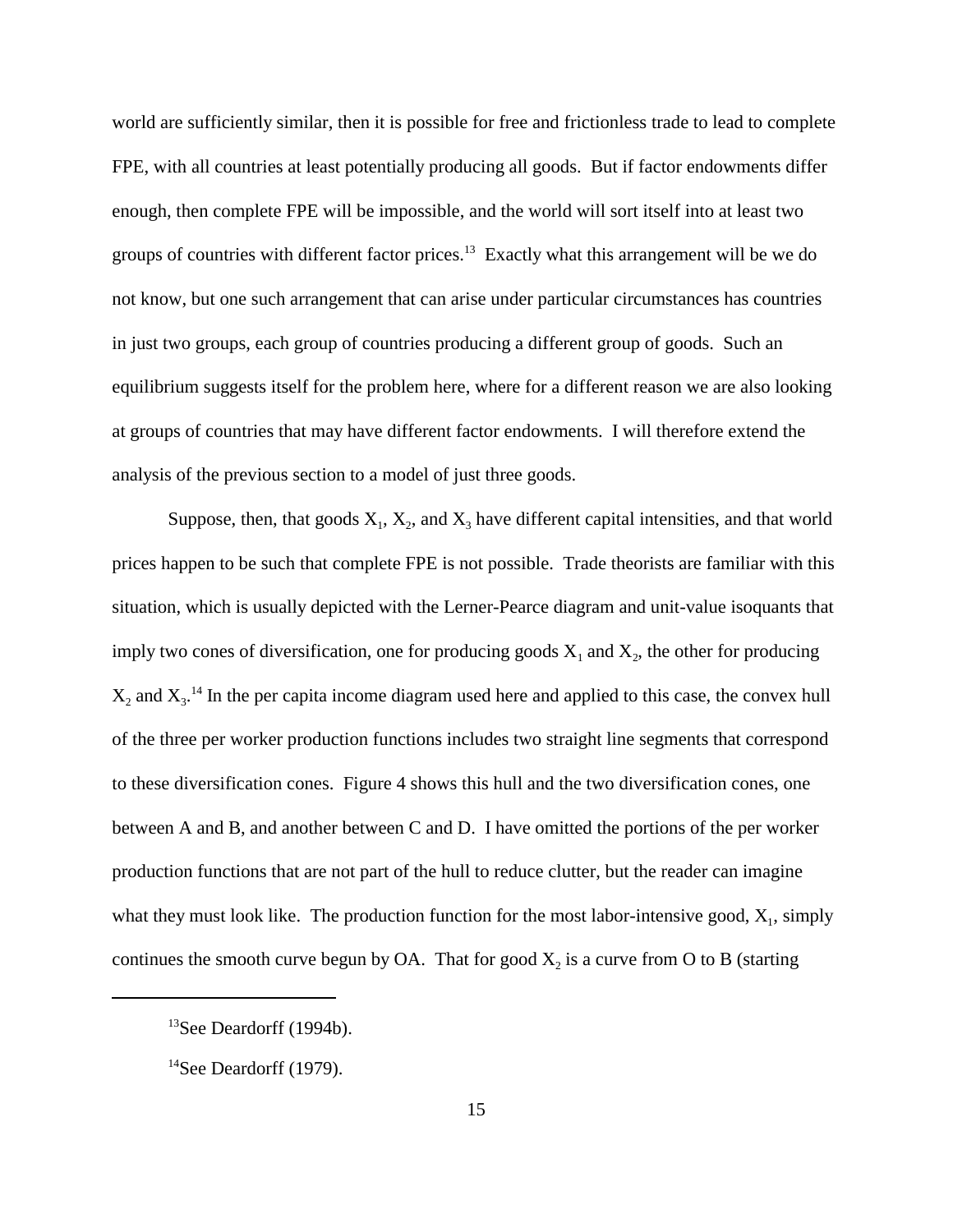world are sufficiently similar, then it is possible for free and frictionless trade to lead to complete FPE, with all countries at least potentially producing all goods. But if factor endowments differ enough, then complete FPE will be impossible, and the world will sort itself into at least two groups of countries with different factor prices.[13] Exactly what this arrangement will be we do not know, but one such arrangement that can arise under particular circumstances has countries in just two groups, each group of countries producing a different group of goods. Such an equilibrium suggests itself for the problem here, where for a different reason we are also looking at groups of countries that may have different factor endowments. I will therefore extend the analysis of the previous section to a model of just three goods.

Suppose, then, that goods $X_1$, $X_2$, and $X_3$ have different capital intensities, and that world prices happen to be such that complete FPE is not possible. Trade theorists are familiar with this situation, which is usually depicted with the Lerner-Pearce diagram and unit-value isoquants that imply two cones of diversification, one for producing goods $X_1$ and $X_2$, the other for producing $X_2$ and $X_3$.[14] In the per capita income diagram used here and applied to this case, the convex hull of the three per worker production functions includes two straight line segments that correspond to these diversification cones. Figure 4 shows this hull and the two diversification cones, one between A and B, and another between C and D. I have omitted the portions of the per worker production functions that are not part of the hull to reduce clutter, but the reader can imagine what they must look like. The production function for the most labor-intensive good, $X_1$, simply continues the smooth curve begun by OA. That for good $X_2$ is a curve from O to B (starting

[13] See Deardorff (1994b).

[14] See Deardorff (1979).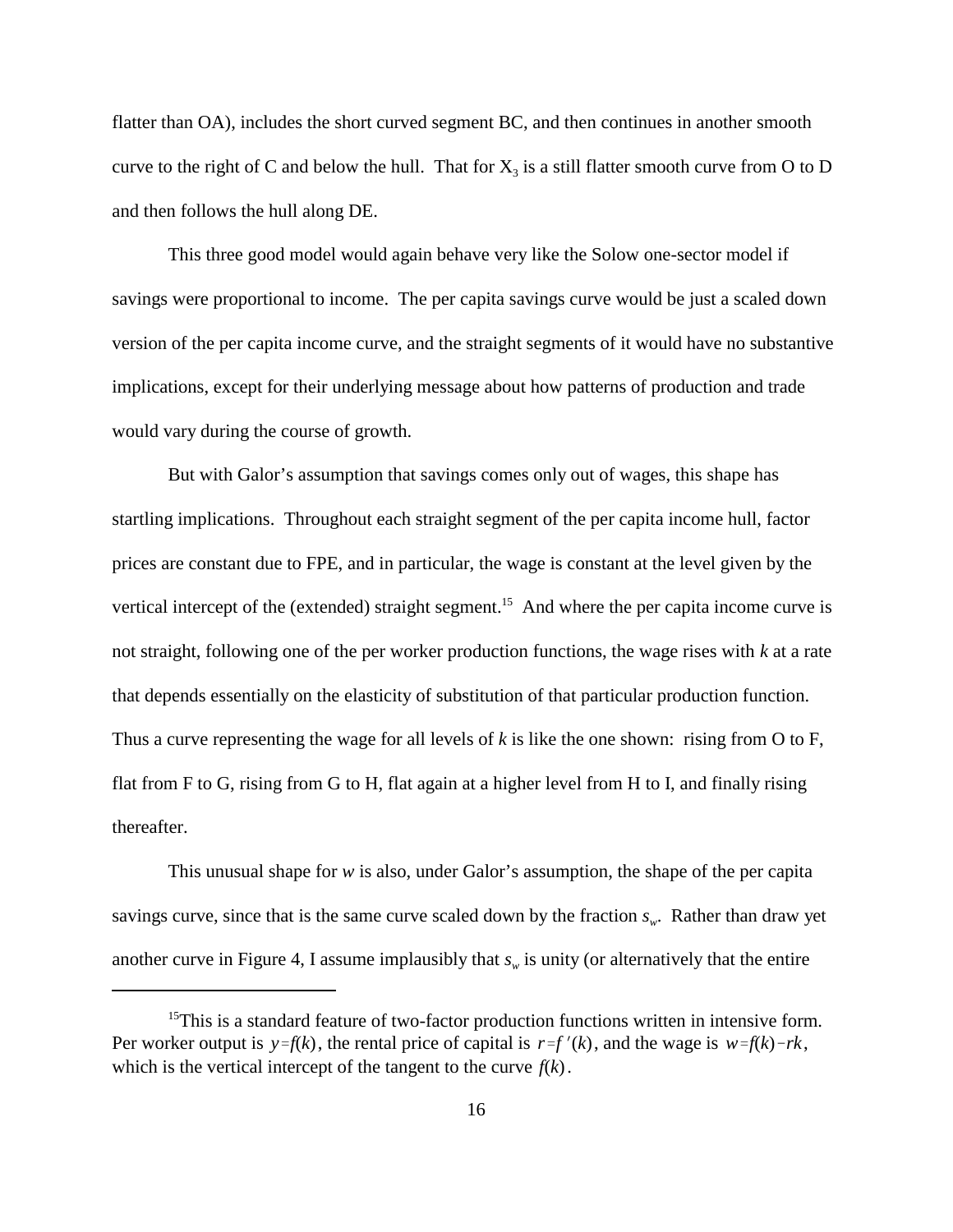flatter than OA), includes the short curved segment BC, and then continues in another smooth curve to the right of C and below the hull. That for $X_3$ is a still flatter smooth curve from O to D and then follows the hull along DE.

This three good model would again behave very like the Solow one-sector model if savings were proportional to income. The per capita savings curve would be just a scaled down version of the per capita income curve, and the straight segments of it would have no substantive implications, except for their underlying message about how patterns of production and trade would vary during the course of growth.

But with Galor's assumption that savings comes only out of wages, this shape has startling implications. Throughout each straight segment of the per capita income hull, factor prices are constant due to FPE, and in particular, the wage is constant at the level given by the vertical intercept of the (extended) straight segment.[15] And where the per capita income curve is not straight, following one of the per worker production functions, the wage rises with $k$ at a rate that depends essentially on the elasticity of substitution of that particular production function. Thus a curve representing the wage for all levels of $k$ is like the one shown: rising from O to F, flat from F to G, rising from G to H, flat again at a higher level from H to I, and finally rising thereafter.

This unusual shape for $w$ is also, under Galor's assumption, the shape of the per capita savings curve, since that is the same curve scaled down by the fraction $s_w$. Rather than draw yet another curve in Figure 4, I assume implausibly that $s_w$ is unity (or alternatively that the entire

---

[15]This is a standard feature of two-factor production functions written in intensive form. Per worker output is $y = f(k)$, the rental price of capital is $r = f'(k)$, and the wage is $w = f(k) - rk$, which is the vertical intercept of the tangent to the curve $f(k)$.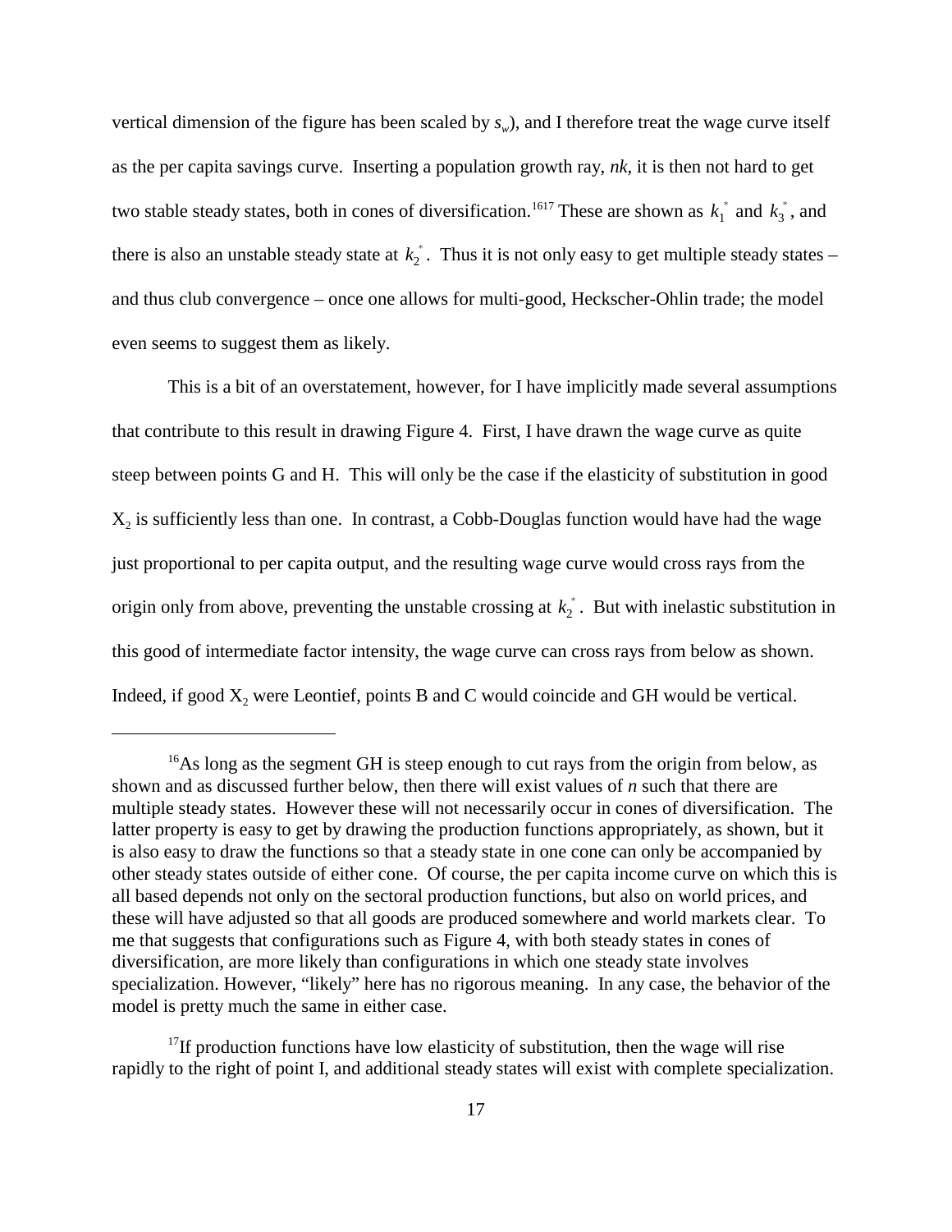vertical dimension of the figure has been scaled by $s_w$), and I therefore treat the wage curve itself as the per capita savings curve. Inserting a population growth ray, $nk$, it is then not hard to get two stable steady states, both in cones of diversification.[16][17] These are shown as $k_1^*$ and $k_3^*$, and there is also an unstable steady state at $k_2^*$. Thus it is not only easy to get multiple steady states – and thus club convergence – once one allows for multi-good, Heckscher-Ohlin trade; the model even seems to suggest them as likely.

This is a bit of an overstatement, however, for I have implicitly made several assumptions that contribute to this result in drawing Figure 4. First, I have drawn the wage curve as quite steep between points G and H. This will only be the case if the elasticity of substitution in good $X_2$ is sufficiently less than one. In contrast, a Cobb-Douglas function would have had the wage just proportional to per capita output, and the resulting wage curve would cross rays from the origin only from above, preventing the unstable crossing at $k_2^*$. But with inelastic substitution in this good of intermediate factor intensity, the wage curve can cross rays from below as shown. Indeed, if good $X_2$ were Leontief, points B and C would coincide and GH would be vertical.

---

[16] As long as the segment GH is steep enough to cut rays from the origin from below, as shown and as discussed further below, then there will exist values of $n$ such that there are multiple steady states. However these will not necessarily occur in cones of diversification. The latter property is easy to get by drawing the production functions appropriately, as shown, but it is also easy to draw the functions so that a steady state in one cone can only be accompanied by other steady states outside of either cone. Of course, the per capita income curve on which this is all based depends not only on the sectoral production functions, but also on world prices, and these will have adjusted so that all goods are produced somewhere and world markets clear. To me that suggests that configurations such as Figure 4, with both steady states in cones of diversification, are more likely than configurations in which one steady state involves specialization. However, "likely" here has no rigorous meaning. In any case, the behavior of the model is pretty much the same in either case.

[17] If production functions have low elasticity of substitution, then the wage will rise rapidly to the right of point I, and additional steady states will exist with complete specialization.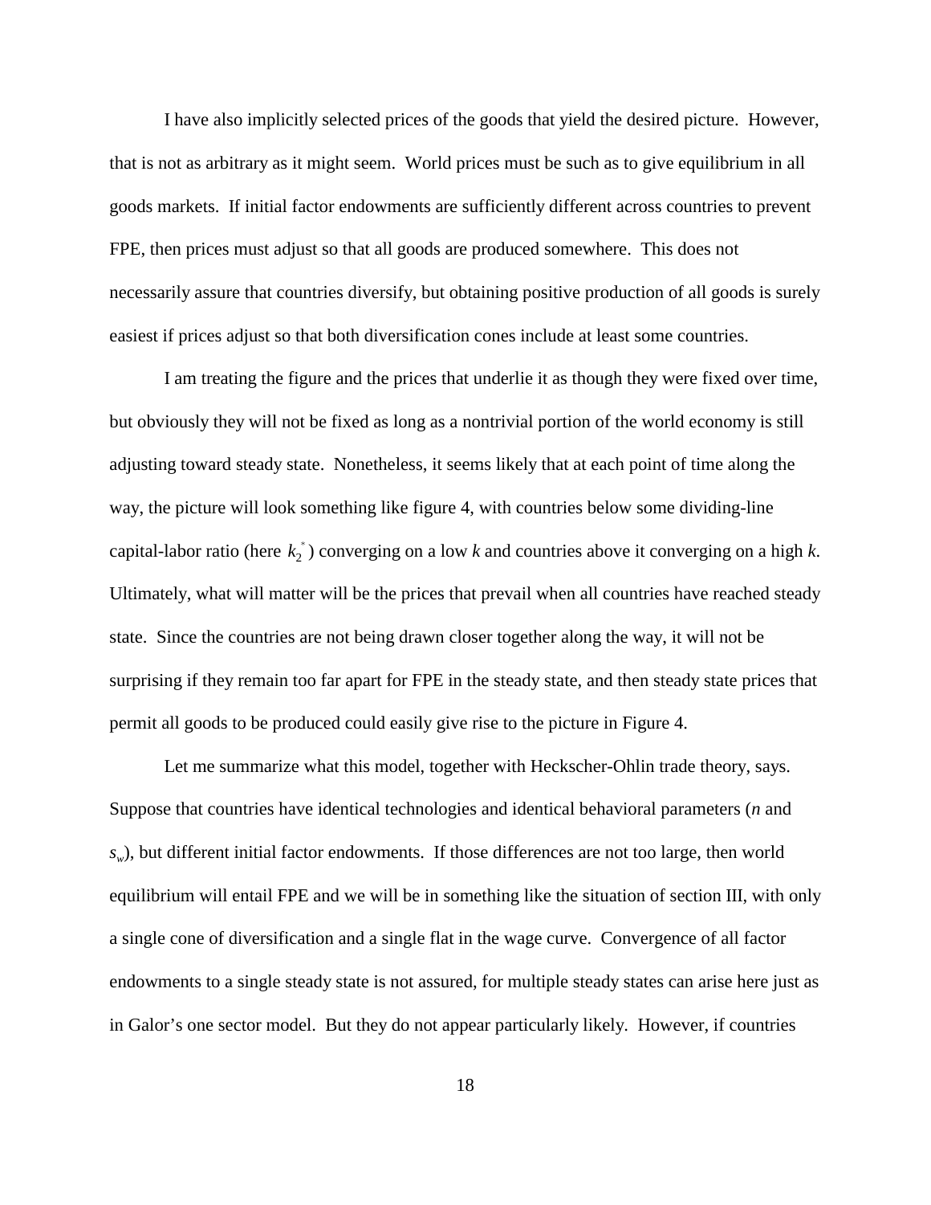I have also implicitly selected prices of the goods that yield the desired picture. However, that is not as arbitrary as it might seem. World prices must be such as to give equilibrium in all goods markets. If initial factor endowments are sufficiently different across countries to prevent FPE, then prices must adjust so that all goods are produced somewhere. This does not necessarily assure that countries diversify, but obtaining positive production of all goods is surely easiest if prices adjust so that both diversification cones include at least some countries.

I am treating the figure and the prices that underlie it as though they were fixed over time, but obviously they will not be fixed as long as a nontrivial portion of the world economy is still adjusting toward steady state. Nonetheless, it seems likely that at each point of time along the way, the picture will look something like figure 4, with countries below some dividing-line capital-labor ratio (here $k_2^*$) converging on a low $k$ and countries above it converging on a high $k$. Ultimately, what will matter will be the prices that prevail when all countries have reached steady state. Since the countries are not being drawn closer together along the way, it will not be surprising if they remain too far apart for FPE in the steady state, and then steady state prices that permit all goods to be produced could easily give rise to the picture in Figure 4.

Let me summarize what this model, together with Heckscher-Ohlin trade theory, says. Suppose that countries have identical technologies and identical behavioral parameters ($n$ and $s_w$), but different initial factor endowments. If those differences are not too large, then world equilibrium will entail FPE and we will be in something like the situation of section III, with only a single cone of diversification and a single flat in the wage curve. Convergence of all factor endowments to a single steady state is not assured, for multiple steady states can arise here just as in Galor's one sector model. But they do not appear particularly likely. However, if countries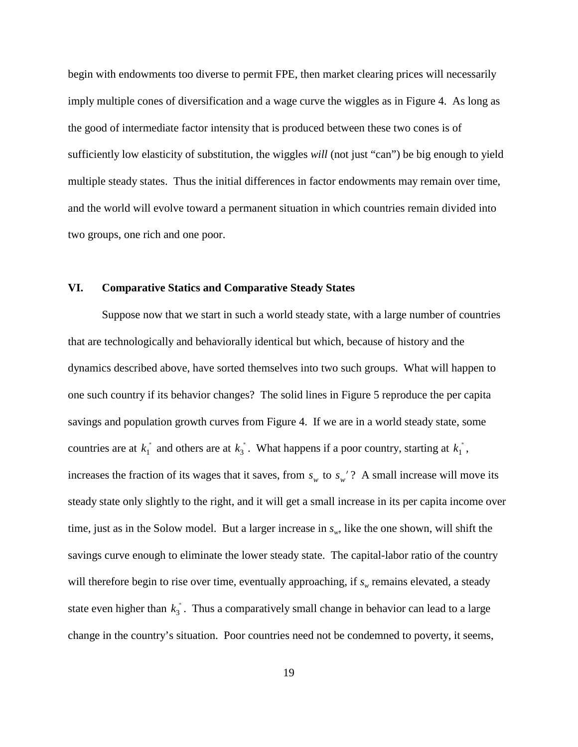begin with endowments too diverse to permit FPE, then market clearing prices will necessarily imply multiple cones of diversification and a wage curve the wiggles as in Figure 4. As long as the good of intermediate factor intensity that is produced between these two cones is of sufficiently low elasticity of substitution, the wiggles *will* (not just "can") be big enough to yield multiple steady states. Thus the initial differences in factor endowments may remain over time, and the world will evolve toward a permanent situation in which countries remain divided into two groups, one rich and one poor.

## VI. Comparative Statics and Comparative Steady States

Suppose now that we start in such a world steady state, with a large number of countries that are technologically and behaviorally identical but which, because of history and the dynamics described above, have sorted themselves into two such groups. What will happen to one such country if its behavior changes? The solid lines in Figure 5 reproduce the per capita savings and population growth curves from Figure 4. If we are in a world steady state, some countries are at $k_1^*$ and others are at $k_3^*$. What happens if a poor country, starting at $k_1^*$, increases the fraction of its wages that it saves, from $s_w$ to $s_w'$? A small increase will move its steady state only slightly to the right, and it will get a small increase in its per capita income over time, just as in the Solow model. But a larger increase in $s_w$, like the one shown, will shift the savings curve enough to eliminate the lower steady state. The capital-labor ratio of the country will therefore begin to rise over time, eventually approaching, if $s_w$ remains elevated, a steady state even higher than $k_3^*$. Thus a comparatively small change in behavior can lead to a large change in the country's situation. Poor countries need not be condemned to poverty, it seems,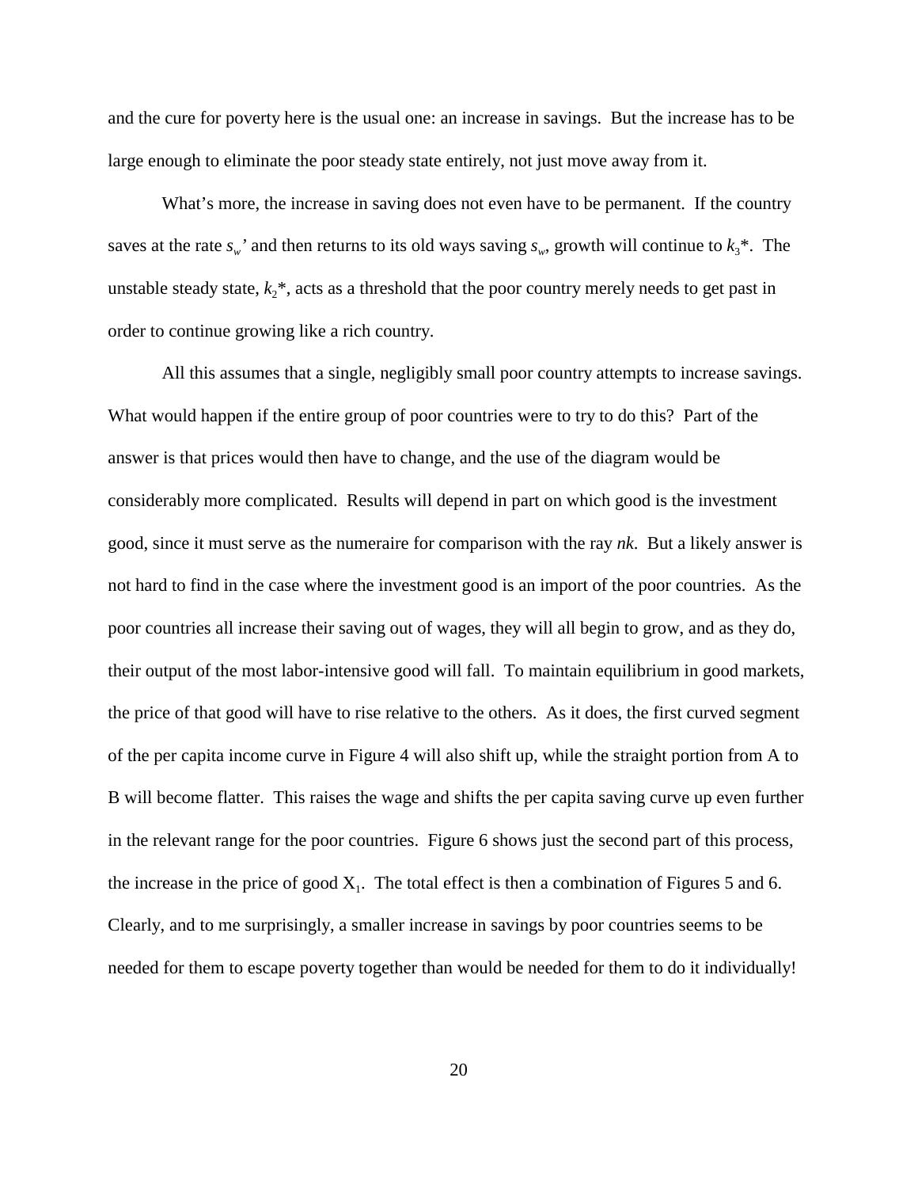and the cure for poverty here is the usual one: an increase in savings. But the increase has to be large enough to eliminate the poor steady state entirely, not just move away from it.

What's more, the increase in saving does not even have to be permanent. If the country saves at the rate $s_w'$ and then returns to its old ways saving $s_w$, growth will continue to $k_3^*$. The unstable steady state, $k_2^*$, acts as a threshold that the poor country merely needs to get past in order to continue growing like a rich country.

All this assumes that a single, negligibly small poor country attempts to increase savings. What would happen if the entire group of poor countries were to try to do this? Part of the answer is that prices would then have to change, and the use of the diagram would be considerably more complicated. Results will depend in part on which good is the investment good, since it must serve as the numeraire for comparison with the ray $nk$. But a likely answer is not hard to find in the case where the investment good is an import of the poor countries. As the poor countries all increase their saving out of wages, they will all begin to grow, and as they do, their output of the most labor-intensive good will fall. To maintain equilibrium in good markets, the price of that good will have to rise relative to the others. As it does, the first curved segment of the per capita income curve in Figure 4 will also shift up, while the straight portion from A to B will become flatter. This raises the wage and shifts the per capita saving curve up even further in the relevant range for the poor countries. Figure 6 shows just the second part of this process, the increase in the price of good $X_1$. The total effect is then a combination of Figures 5 and 6. Clearly, and to me surprisingly, a smaller increase in savings by poor countries seems to be needed for them to escape poverty together than would be needed for them to do it individually!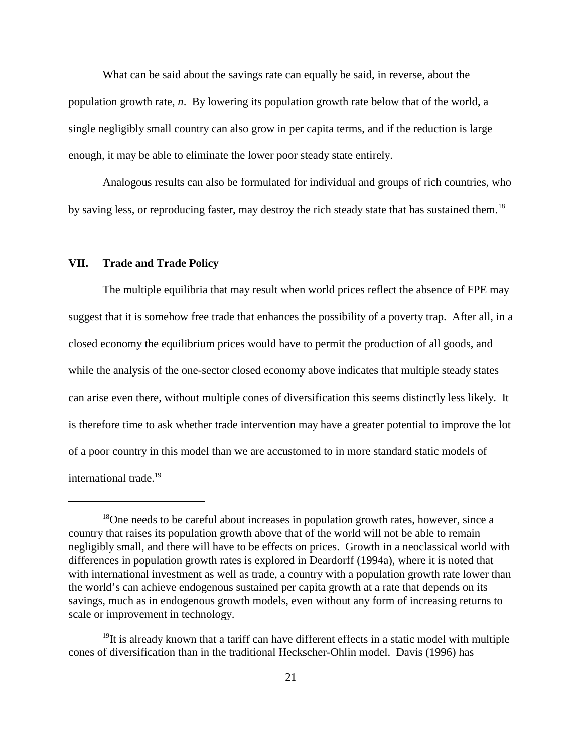What can be said about the savings rate can equally be said, in reverse, about the population growth rate, *n*. By lowering its population growth rate below that of the world, a single negligibly small country can also grow in per capita terms, and if the reduction is large enough, it may be able to eliminate the lower poor steady state entirely.

Analogous results can also be formulated for individual and groups of rich countries, who by saving less, or reproducing faster, may destroy the rich steady state that has sustained them.[18]

## VII. Trade and Trade Policy

The multiple equilibria that may result when world prices reflect the absence of FPE may suggest that it is somehow free trade that enhances the possibility of a poverty trap. After all, in a closed economy the equilibrium prices would have to permit the production of all goods, and while the analysis of the one-sector closed economy above indicates that multiple steady states can arise even there, without multiple cones of diversification this seems distinctly less likely. It is therefore time to ask whether trade intervention may have a greater potential to improve the lot of a poor country in this model than we are accustomed to in more standard static models of international trade.[19]

---

[18] One needs to be careful about increases in population growth rates, however, since a country that raises its population growth above that of the world will not be able to remain negligibly small, and there will have to be effects on prices. Growth in a neoclassical world with differences in population growth rates is explored in Deardorff (1994a), where it is noted that with international investment as well as trade, a country with a population growth rate lower than the world's can achieve endogenous sustained per capita growth at a rate that depends on its savings, much as in endogenous growth models, even without any form of increasing returns to scale or improvement in technology.

[19] It is already known that a tariff can have different effects in a static model with multiple cones of diversification than in the traditional Heckscher-Ohlin model. Davis (1996) has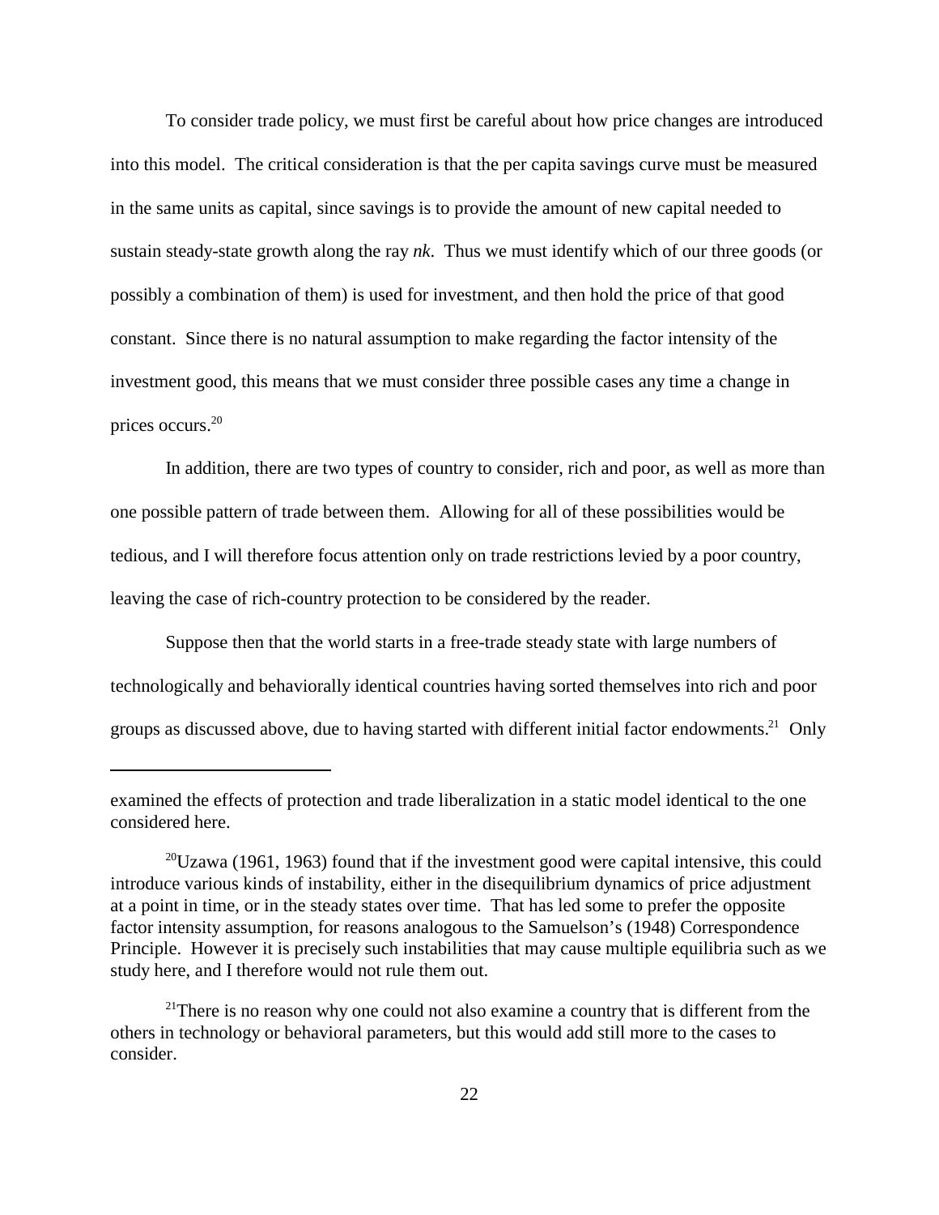To consider trade policy, we must first be careful about how price changes are introduced into this model. The critical consideration is that the per capita savings curve must be measured in the same units as capital, since savings is to provide the amount of new capital needed to sustain steady-state growth along the ray *nk*. Thus we must identify which of our three goods (or possibly a combination of them) is used for investment, and then hold the price of that good constant. Since there is no natural assumption to make regarding the factor intensity of the investment good, this means that we must consider three possible cases any time a change in prices occurs.[20]

In addition, there are two types of country to consider, rich and poor, as well as more than one possible pattern of trade between them. Allowing for all of these possibilities would be tedious, and I will therefore focus attention only on trade restrictions levied by a poor country, leaving the case of rich-country protection to be considered by the reader.

Suppose then that the world starts in a free-trade steady state with large numbers of technologically and behaviorally identical countries having sorted themselves into rich and poor groups as discussed above, due to having started with different initial factor endowments.[21] Only

---

examined the effects of protection and trade liberalization in a static model identical to the one considered here.

[20]Uzawa (1961, 1963) found that if the investment good were capital intensive, this could introduce various kinds of instability, either in the disequilibrium dynamics of price adjustment at a point in time, or in the steady states over time. That has led some to prefer the opposite factor intensity assumption, for reasons analogous to the Samuelson's (1948) Correspondence Principle. However it is precisely such instabilities that may cause multiple equilibria such as we study here, and I therefore would not rule them out.

[21]There is no reason why one could not also examine a country that is different from the others in technology or behavioral parameters, but this would add still more to the cases to consider.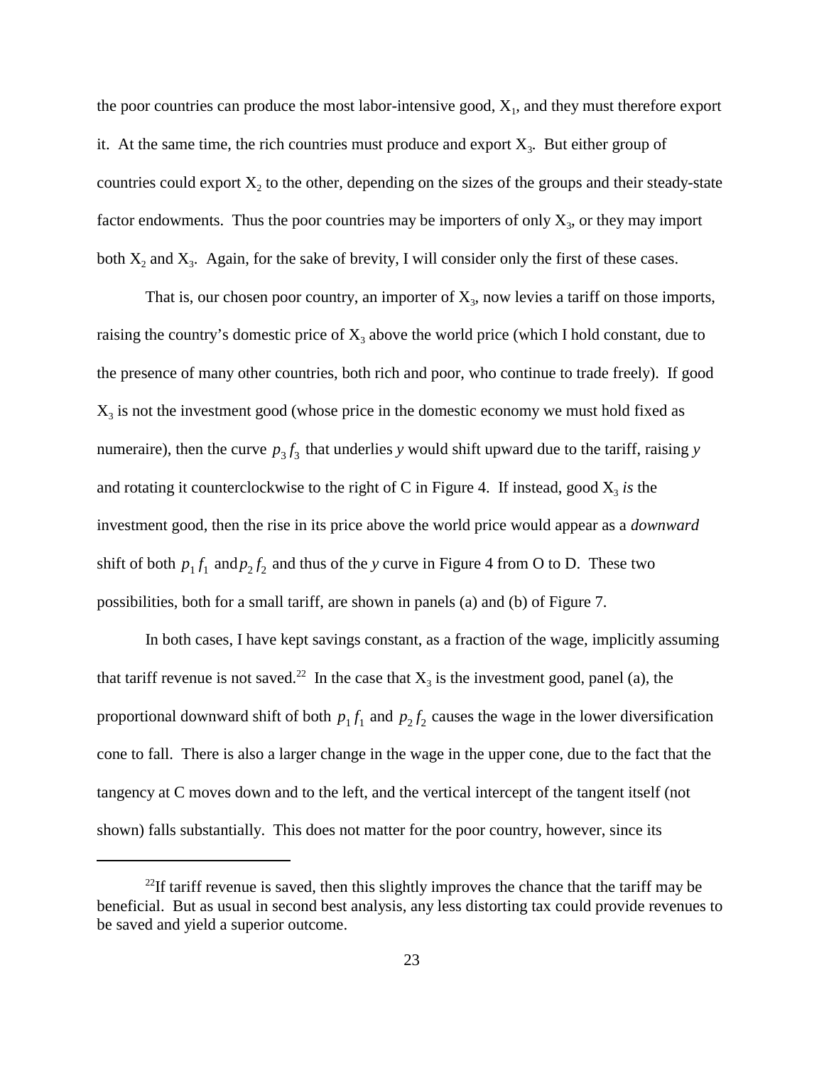the poor countries can produce the most labor-intensive good, $X_1$, and they must therefore export it. At the same time, the rich countries must produce and export $X_3$. But either group of countries could export $X_2$ to the other, depending on the sizes of the groups and their steady-state factor endowments. Thus the poor countries may be importers of only $X_3$, or they may import both $X_2$ and $X_3$. Again, for the sake of brevity, I will consider only the first of these cases.

That is, our chosen poor country, an importer of $X_3$, now levies a tariff on those imports, raising the country's domestic price of $X_3$ above the world price (which I hold constant, due to the presence of many other countries, both rich and poor, who continue to trade freely). If good $X_3$ is not the investment good (whose price in the domestic economy we must hold fixed as numeraire), then the curve $p_3 f_3$ that underlies *y* would shift upward due to the tariff, raising *y* and rotating it counterclockwise to the right of C in Figure 4. If instead, good $X_3$ *is* the investment good, then the rise in its price above the world price would appear as a *downward* shift of both $p_1 f_1$ and $p_2 f_2$ and thus of the *y* curve in Figure 4 from O to D. These two possibilities, both for a small tariff, are shown in panels (a) and (b) of Figure 7.

In both cases, I have kept savings constant, as a fraction of the wage, implicitly assuming that tariff revenue is not saved.[22] In the case that $X_3$ is the investment good, panel (a), the proportional downward shift of both $p_1 f_1$ and $p_2 f_2$ causes the wage in the lower diversification cone to fall. There is also a larger change in the wage in the upper cone, due to the fact that the tangency at C moves down and to the left, and the vertical intercept of the tangent itself (not shown) falls substantially. This does not matter for the poor country, however, since its

[22]If tariff revenue is saved, then this slightly improves the chance that the tariff may be beneficial. But as usual in second best analysis, any less distorting tax could provide revenues to be saved and yield a superior outcome.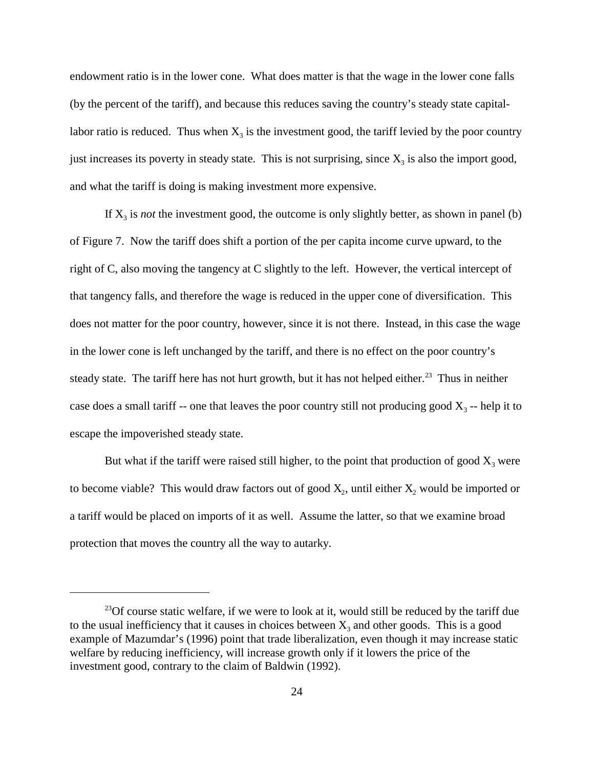endowment ratio is in the lower cone. What does matter is that the wage in the lower cone falls (by the percent of the tariff), and because this reduces saving the country's steady state capital-labor ratio is reduced. Thus when $X_3$ is the investment good, the tariff levied by the poor country just increases its poverty in steady state. This is not surprising, since $X_3$ is also the import good, and what the tariff is doing is making investment more expensive.

If $X_3$ is *not* the investment good, the outcome is only slightly better, as shown in panel (b) of Figure 7. Now the tariff does shift a portion of the per capita income curve upward, to the right of C, also moving the tangency at C slightly to the left. However, the vertical intercept of that tangency falls, and therefore the wage is reduced in the upper cone of diversification. This does not matter for the poor country, however, since it is not there. Instead, in this case the wage in the lower cone is left unchanged by the tariff, and there is no effect on the poor country's steady state. The tariff here has not hurt growth, but it has not helped either.[23] Thus in neither case does a small tariff -- one that leaves the poor country still not producing good $X_3$ -- help it to escape the impoverished steady state.

But what if the tariff were raised still higher, to the point that production of good $X_3$ were to become viable? This would draw factors out of good $X_2$, until either $X_2$ would be imported or a tariff would be placed on imports of it as well. Assume the latter, so that we examine broad protection that moves the country all the way to autarky.

---

[23]Of course static welfare, if we were to look at it, would still be reduced by the tariff due to the usual inefficiency that it causes in choices between $X_3$ and other goods. This is a good example of Mazumdar's (1996) point that trade liberalization, even though it may increase static welfare by reducing inefficiency, will increase growth only if it lowers the price of the investment good, contrary to the claim of Baldwin (1992).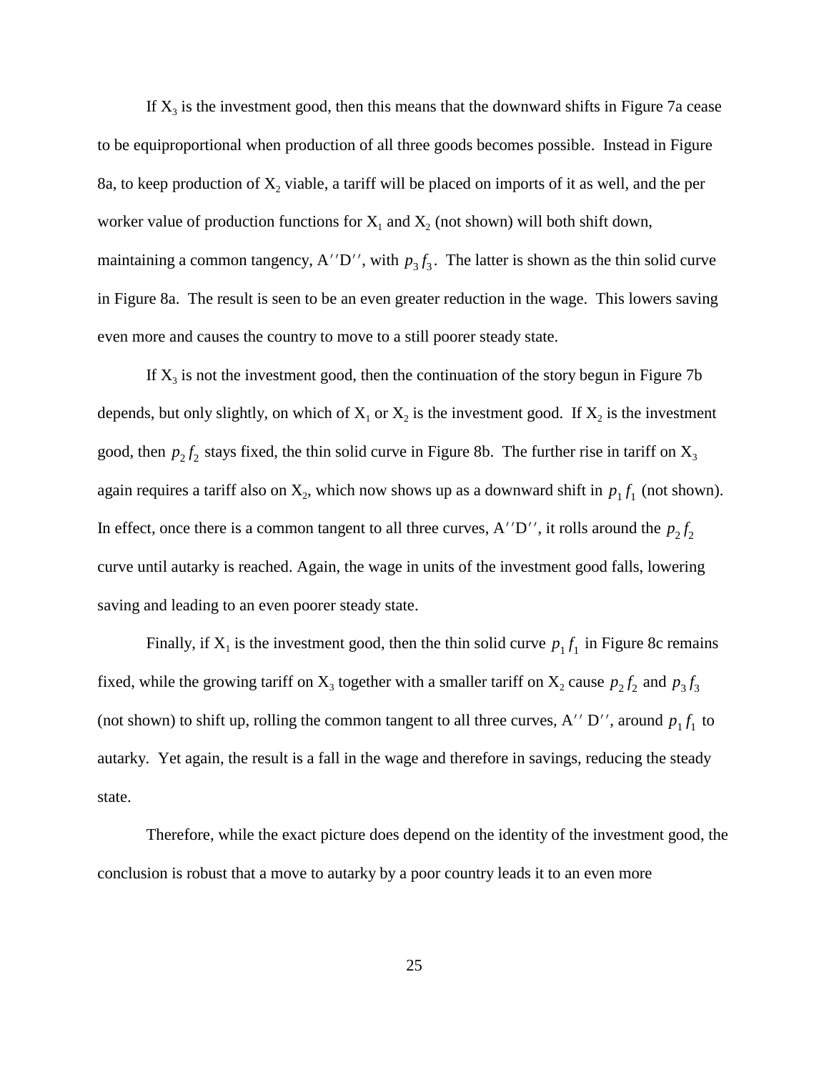If $X_3$ is the investment good, then this means that the downward shifts in Figure 7a cease to be equiproportional when production of all three goods becomes possible. Instead in Figure 8a, to keep production of $X_2$ viable, a tariff will be placed on imports of it as well, and the per worker value of production functions for $X_1$ and $X_2$ (not shown) will both shift down, maintaining a common tangency, $A''D''$, with $p_3 f_3$. The latter is shown as the thin solid curve in Figure 8a. The result is seen to be an even greater reduction in the wage. This lowers saving even more and causes the country to move to a still poorer steady state.

If $X_3$ is not the investment good, then the continuation of the story begun in Figure 7b depends, but only slightly, on which of $X_1$ or $X_2$ is the investment good. If $X_2$ is the investment good, then $p_2 f_2$ stays fixed, the thin solid curve in Figure 8b. The further rise in tariff on $X_3$ again requires a tariff also on $X_2$, which now shows up as a downward shift in $p_1 f_1$ (not shown). In effect, once there is a common tangent to all three curves, $A''D''$, it rolls around the $p_2 f_2$ curve until autarky is reached. Again, the wage in units of the investment good falls, lowering saving and leading to an even poorer steady state.

Finally, if $X_1$ is the investment good, then the thin solid curve $p_1 f_1$ in Figure 8c remains fixed, while the growing tariff on $X_3$ together with a smaller tariff on $X_2$ cause $p_2 f_2$ and $p_3 f_3$ (not shown) to shift up, rolling the common tangent to all three curves, $A''D''$, around $p_1 f_1$ to autarky. Yet again, the result is a fall in the wage and therefore in savings, reducing the steady state.

Therefore, while the exact picture does depend on the identity of the investment good, the conclusion is robust that a move to autarky by a poor country leads it to an even more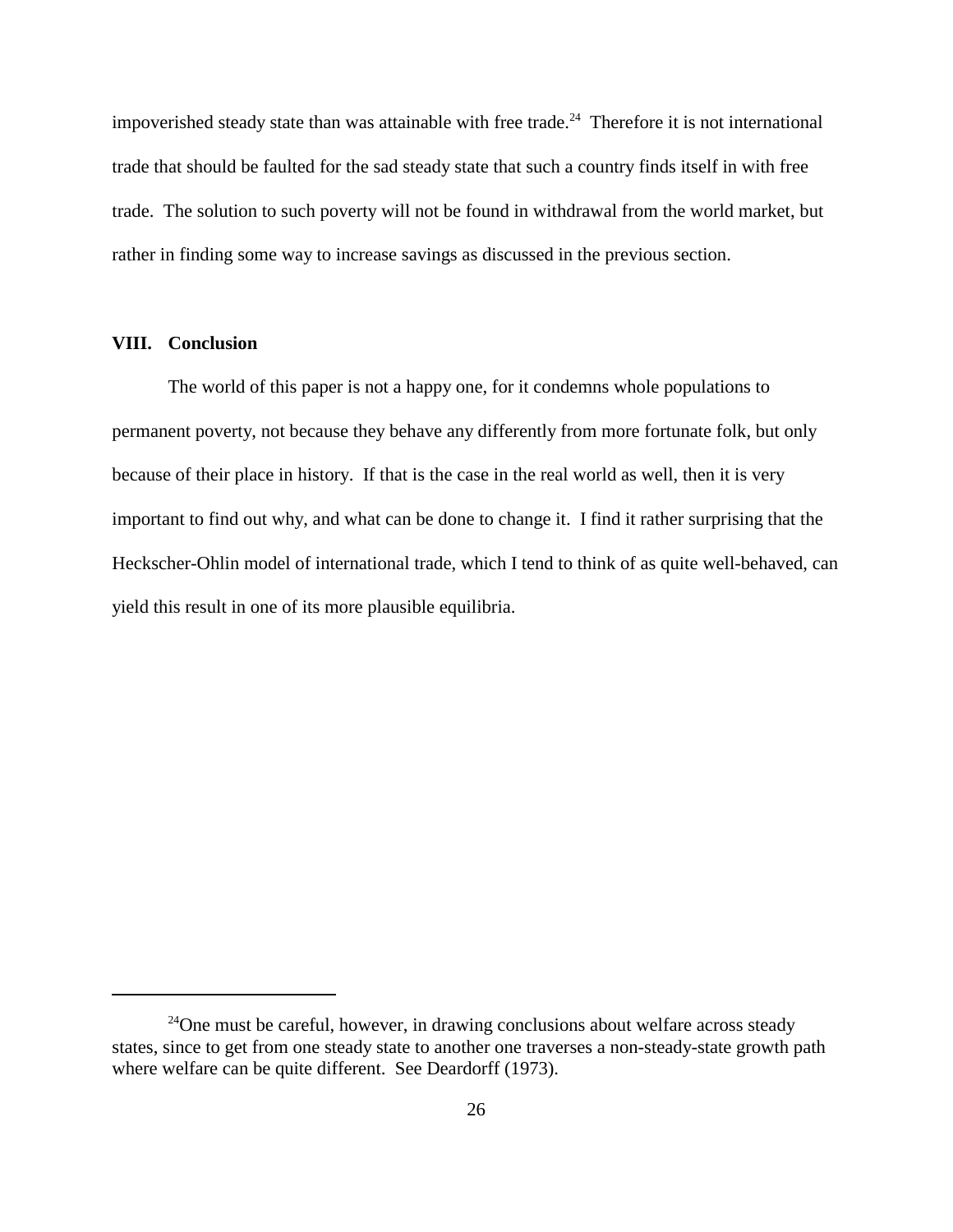impoverished steady state than was attainable with free trade.[24] Therefore it is not international trade that should be faulted for the sad steady state that such a country finds itself in with free trade. The solution to such poverty will not be found in withdrawal from the world market, but rather in finding some way to increase savings as discussed in the previous section.

## VIII. Conclusion

The world of this paper is not a happy one, for it condemns whole populations to permanent poverty, not because they behave any differently from more fortunate folk, but only because of their place in history. If that is the case in the real world as well, then it is very important to find out why, and what can be done to change it. I find it rather surprising that the Heckscher-Ohlin model of international trade, which I tend to think of as quite well-behaved, can yield this result in one of its more plausible equilibria.

---

[24] One must be careful, however, in drawing conclusions about welfare across steady states, since to get from one steady state to another one traverses a non-steady-state growth path where welfare can be quite different. See Deardorff (1973).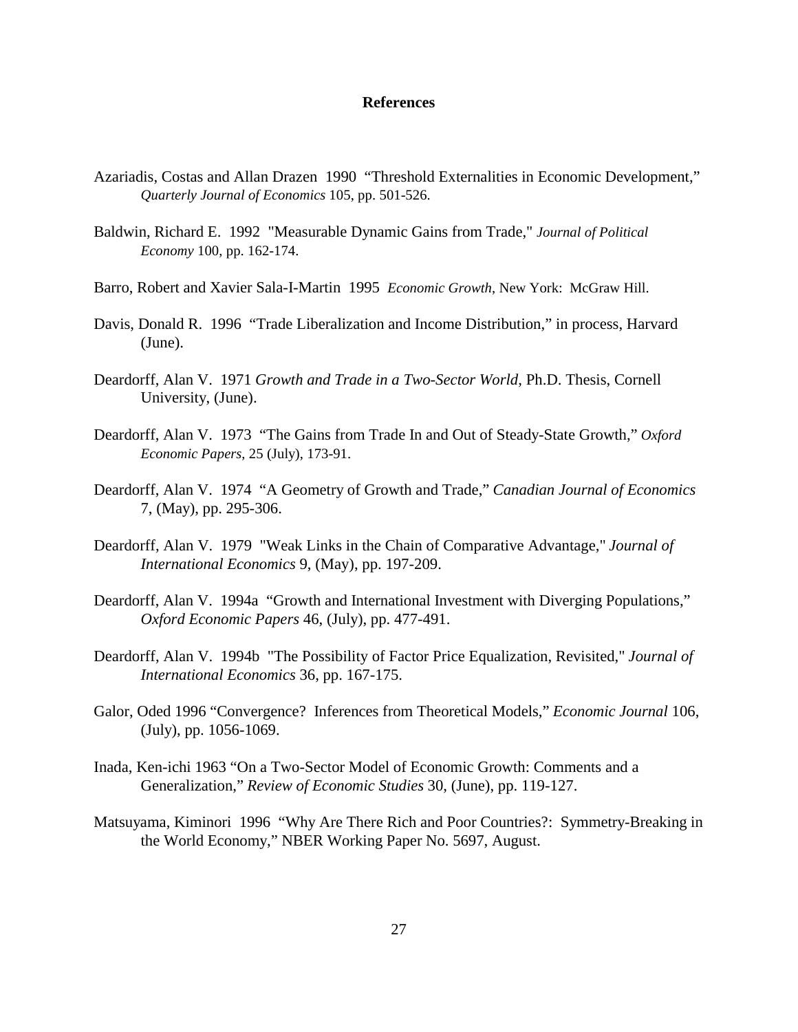## References

Azariadis, Costas and Allan Drazen 1990 "Threshold Externalities in Economic Development," *Quarterly Journal of Economics* 105, pp. 501-526.

Baldwin, Richard E. 1992 "Measurable Dynamic Gains from Trade," *Journal of Political Economy* 100, pp. 162-174.

Barro, Robert and Xavier Sala-I-Martin 1995 *Economic Growth*, New York: McGraw Hill.

Davis, Donald R. 1996 "Trade Liberalization and Income Distribution," in process, Harvard (June).

Deardorff, Alan V. 1971 *Growth and Trade in a Two-Sector World*, Ph.D. Thesis, Cornell University, (June).

Deardorff, Alan V. 1973 "The Gains from Trade In and Out of Steady-State Growth," *Oxford Economic Papers*, 25 (July), 173-91.

Deardorff, Alan V. 1974 "A Geometry of Growth and Trade," *Canadian Journal of Economics* 7, (May), pp. 295-306.

Deardorff, Alan V. 1979 "Weak Links in the Chain of Comparative Advantage," *Journal of International Economics* 9, (May), pp. 197-209.

Deardorff, Alan V. 1994a "Growth and International Investment with Diverging Populations," *Oxford Economic Papers* 46, (July), pp. 477-491.

Deardorff, Alan V. 1994b "The Possibility of Factor Price Equalization, Revisited," *Journal of International Economics* 36, pp. 167-175.

Galor, Oded 1996 "Convergence? Inferences from Theoretical Models," *Economic Journal* 106, (July), pp. 1056-1069.

Inada, Ken-ichi 1963 "On a Two-Sector Model of Economic Growth: Comments and a Generalization," *Review of Economic Studies* 30, (June), pp. 119-127.

Matsuyama, Kiminori 1996 "Why Are There Rich and Poor Countries?: Symmetry-Breaking in the World Economy," NBER Working Paper No. 5697, August.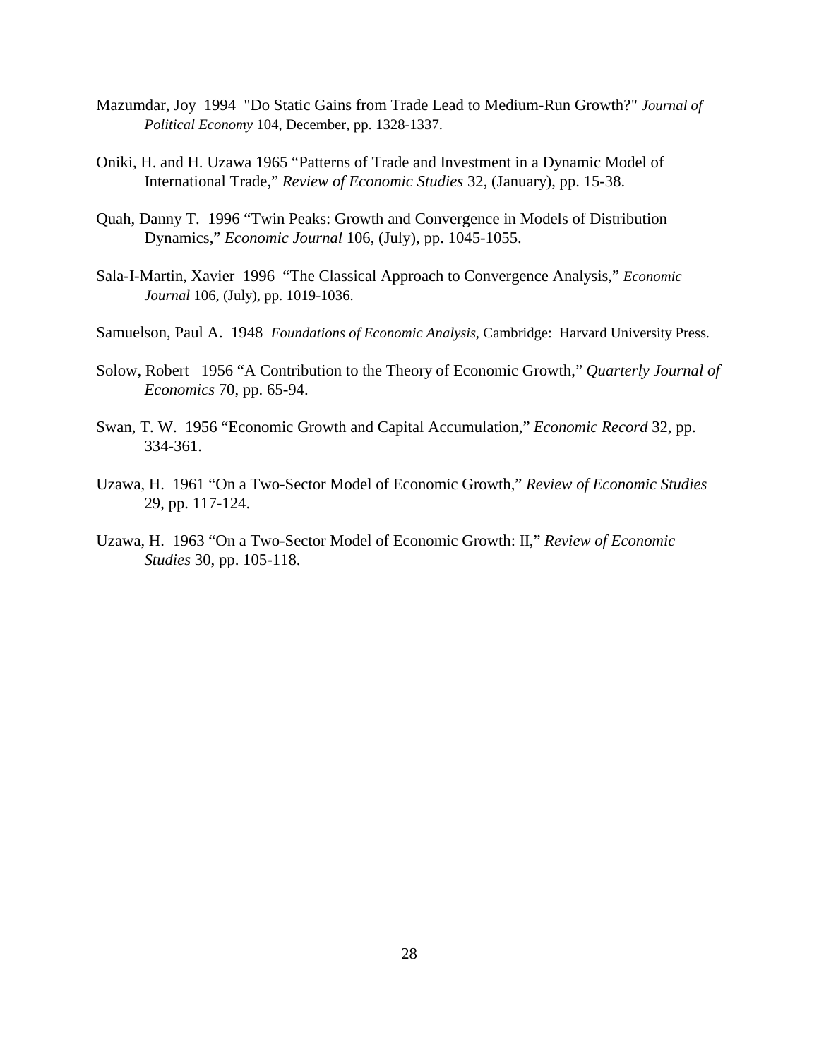Mazumdar, Joy 1994 "Do Static Gains from Trade Lead to Medium-Run Growth?" *Journal of Political Economy* 104, December, pp. 1328-1337.

Oniki, H. and H. Uzawa 1965 “Patterns of Trade and Investment in a Dynamic Model of International Trade,” *Review of Economic Studies* 32, (January), pp. 15-38.

Quah, Danny T. 1996 “Twin Peaks: Growth and Convergence in Models of Distribution Dynamics,” *Economic Journal* 106, (July), pp. 1045-1055.

Sala-I-Martin, Xavier 1996 “The Classical Approach to Convergence Analysis,” *Economic Journal* 106, (July), pp. 1019-1036.

Samuelson, Paul A. 1948 *Foundations of Economic Analysis*, Cambridge: Harvard University Press.

Solow, Robert 1956 “A Contribution to the Theory of Economic Growth,” *Quarterly Journal of Economics* 70, pp. 65-94.

Swan, T. W. 1956 “Economic Growth and Capital Accumulation,” *Economic Record* 32, pp. 334-361.

Uzawa, H. 1961 “On a Two-Sector Model of Economic Growth,” *Review of Economic Studies* 29, pp. 117-124.

Uzawa, H. 1963 “On a Two-Sector Model of Economic Growth: II,” *Review of Economic Studies* 30, pp. 105-118.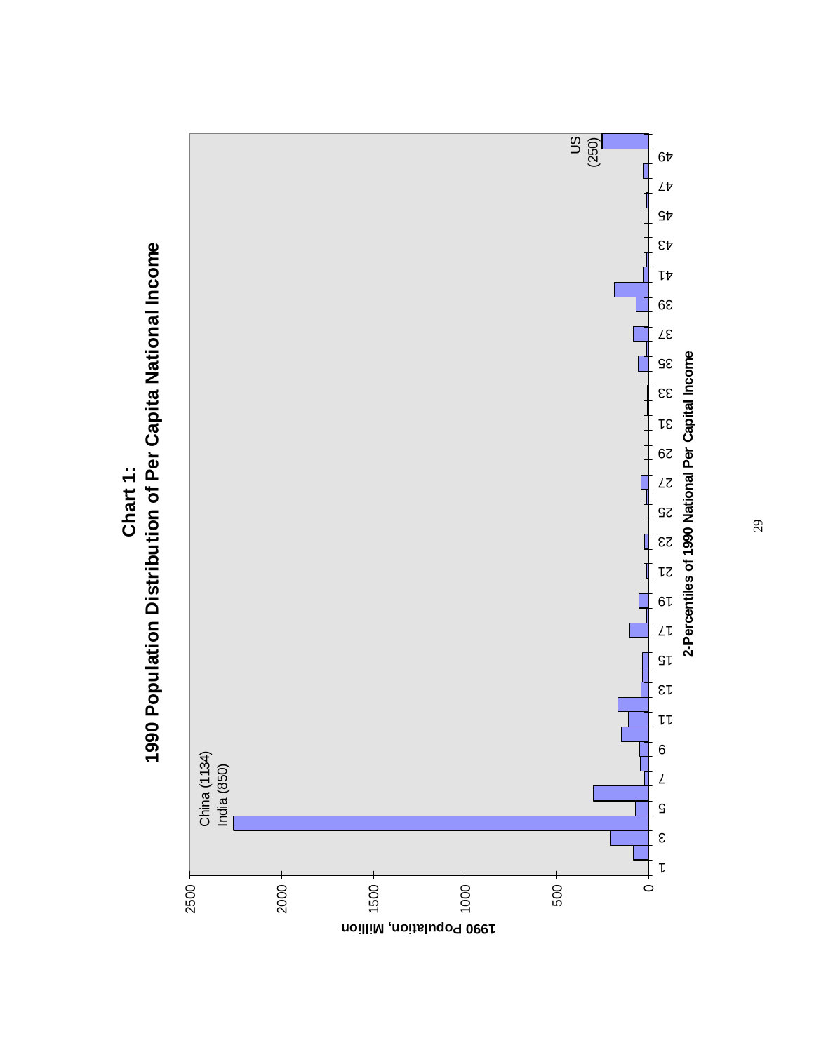# Chart 1:
## 1990 Population Distribution of Per Capita National Income

China (1134)
India (850)

US (250)

1990 Population, Millions

2-Percentiles of 1990 National Per Capital Income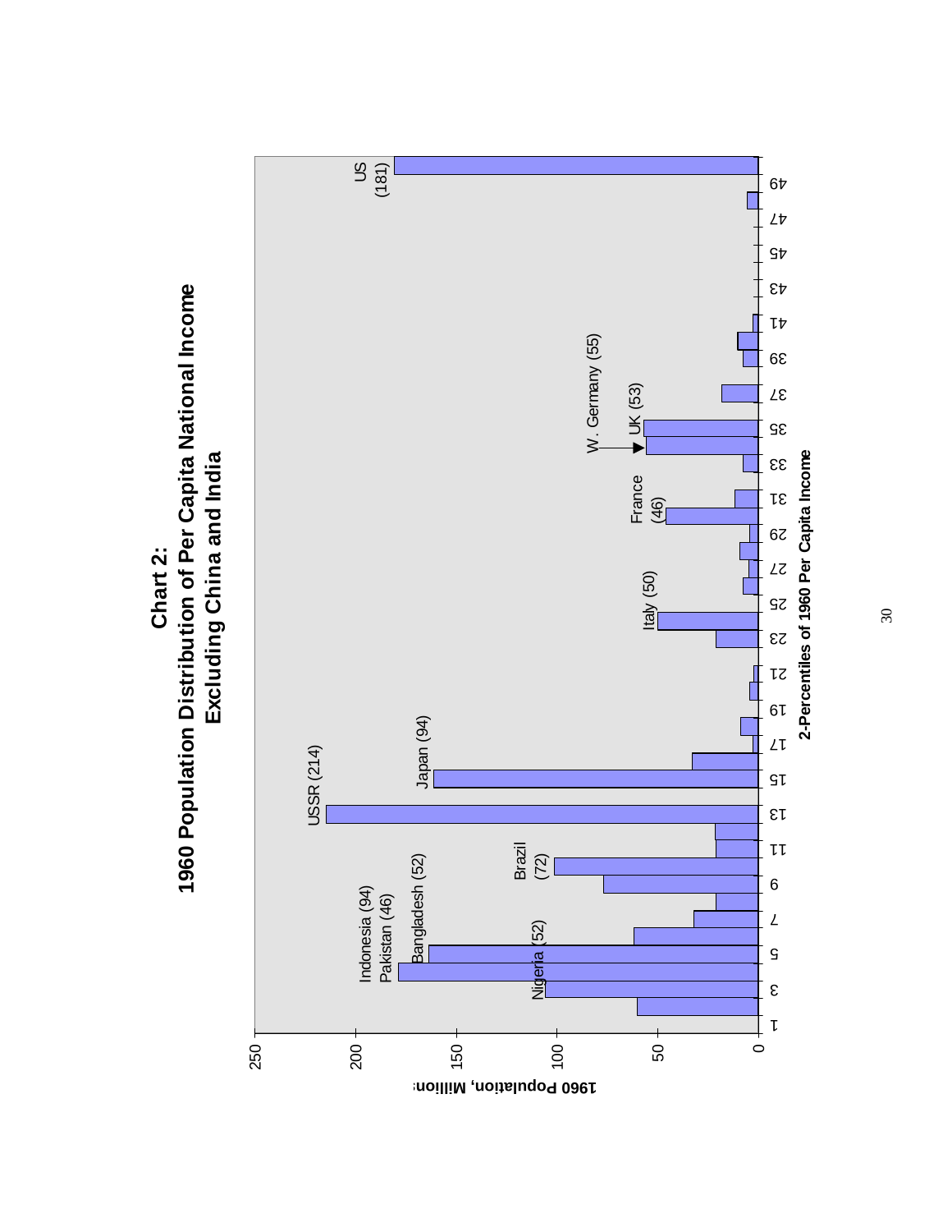# Chart 2:
## 1960 Population Distribution of Per Capita National Income Excluding China and India

1960 Population, Millions

2-Percentiles of 1960 Per Capita Income

Nigeria (52), Indonesia (94), Pakistan (46), Bangladesh (52), Brazil (72), USSR (214), Japan (94), Italy (50), France (46), W. Germany (55), UK (53), US (181)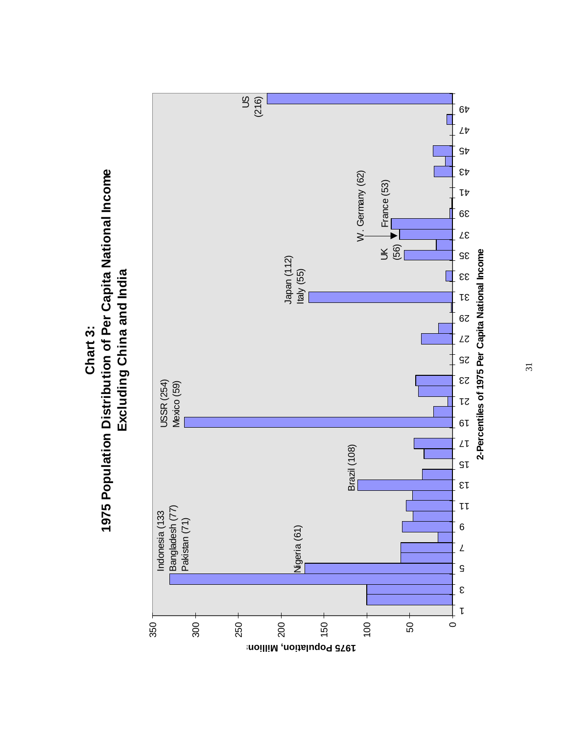## Chart 3:
## 1975 Population Distribution of Per Capita National Income Excluding China and India

1975 Population, Millions

2-Percentiles of 1975 Per Capita National Income

Indonesia (133)
Bangladesh (77)
Pakistan (71)

Nigeria (61)

Brazil (108)

USSR (254)
Mexico (59)

Japan (112)
Italy (55)

UK (56)

W. Germany (62)

France (53)

US (216)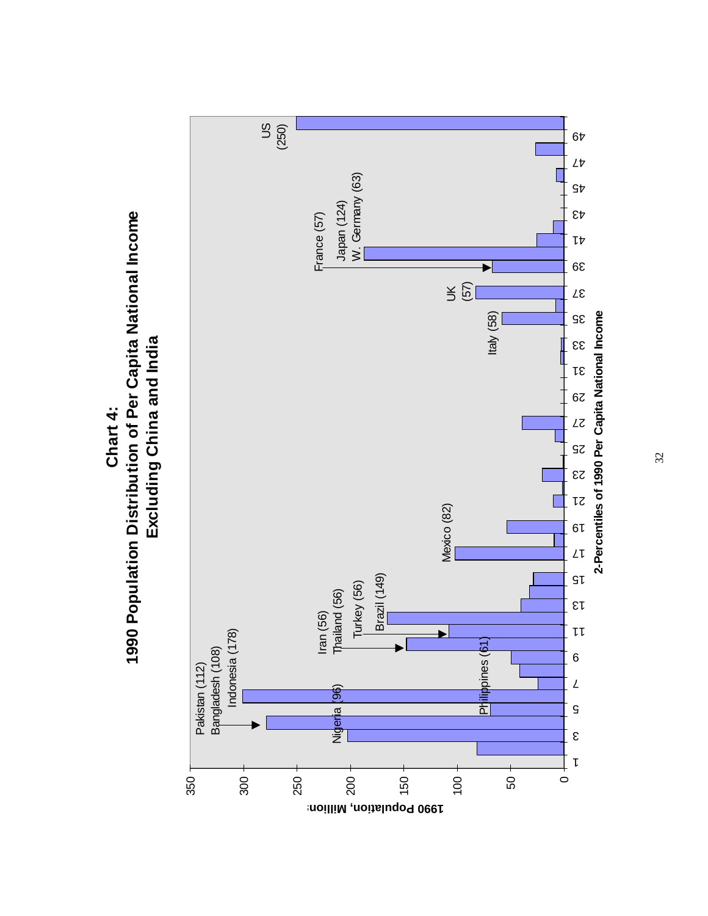# Chart 4:
## 1990 Population Distribution of Per Capita National Income Excluding China and India

1990 Population, Millions

2-Percentiles of 1990 Per Capita National Income

Pakistan (112)
Bangladesh (108)
Indonesia (178)
Nigeria (96)
Philippines (61)
Iran (56)
Thailand (56)
Turkey (56)
Brazil (149)
Mexico (82)
Italy (58)
UK (57)
France (57)
Japan (124)
W. Germany (63)
US (250)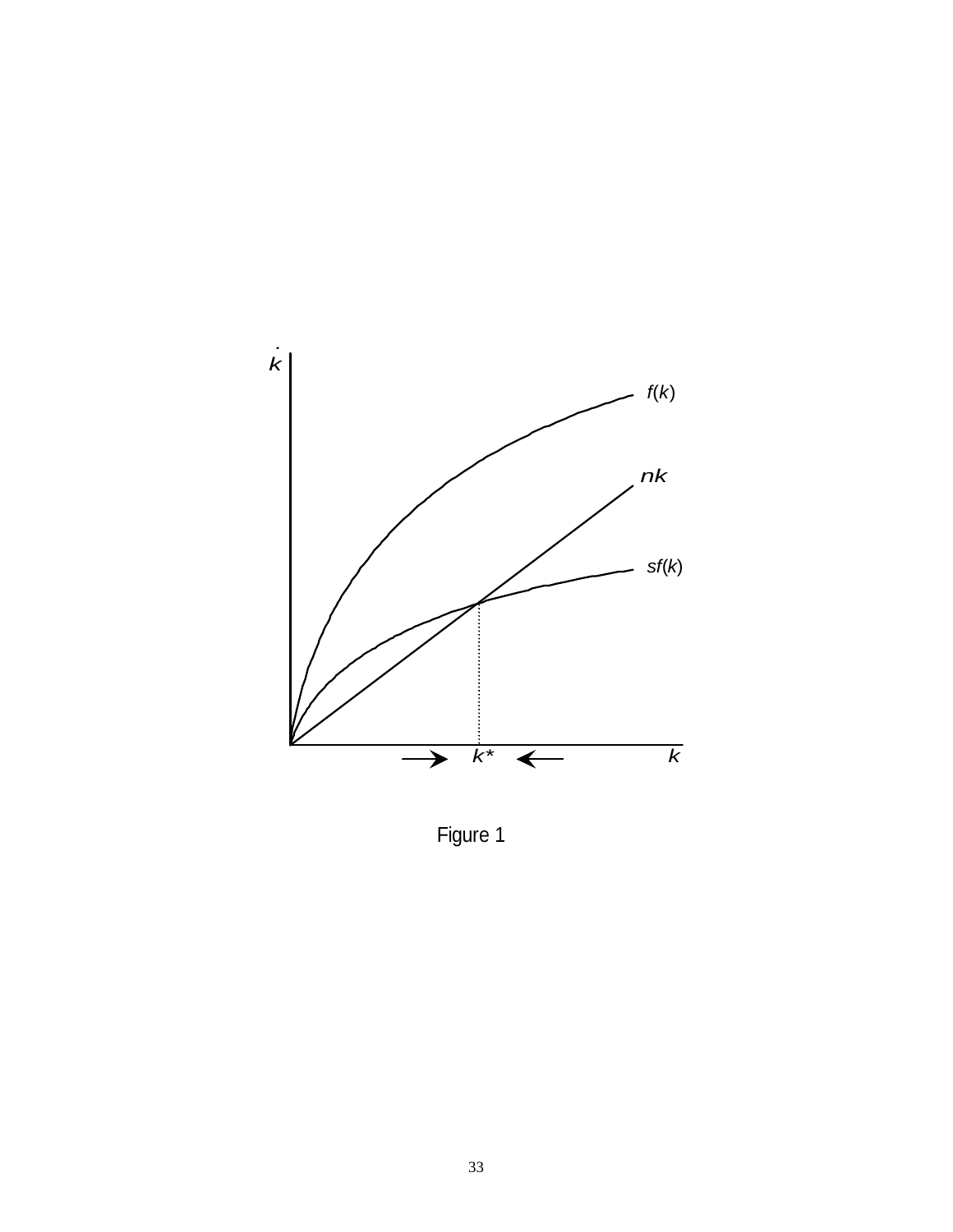Figure 1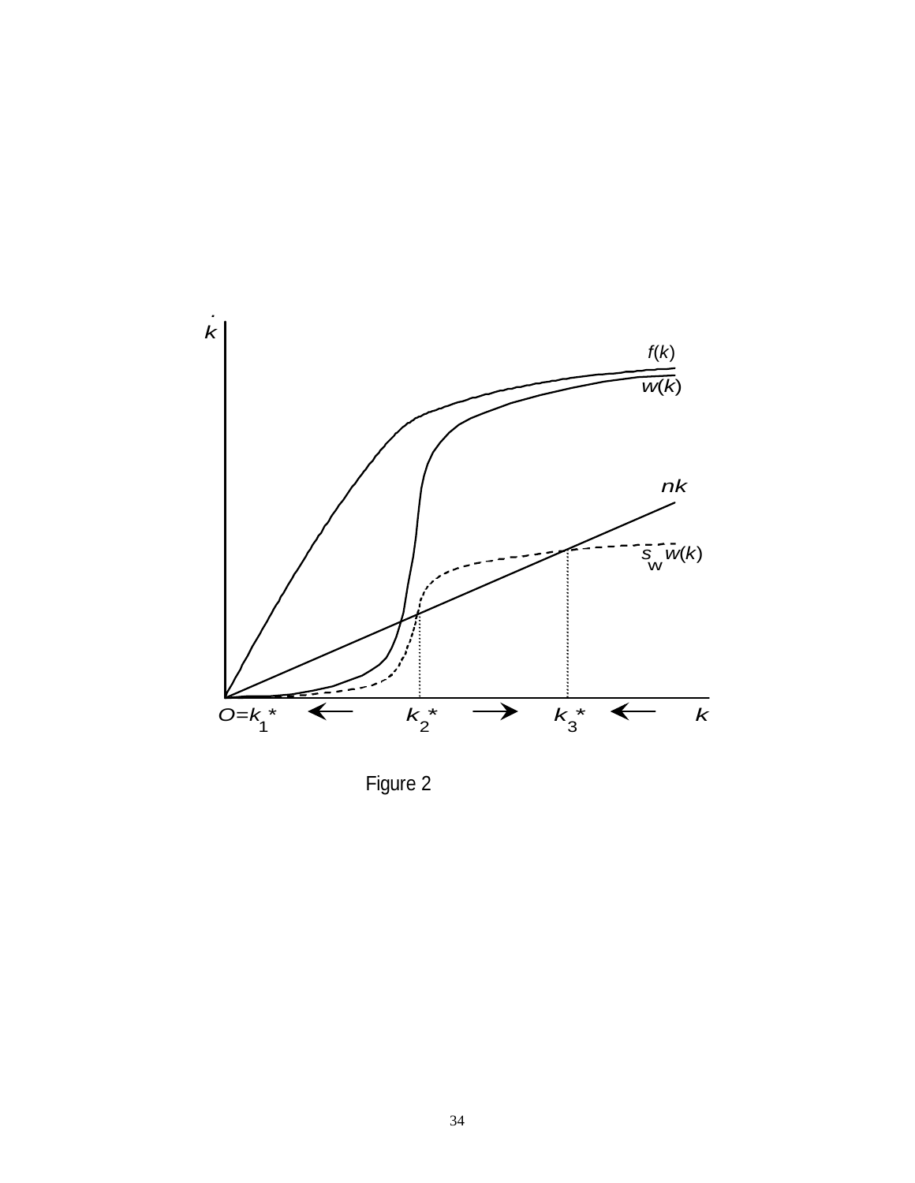Figure 2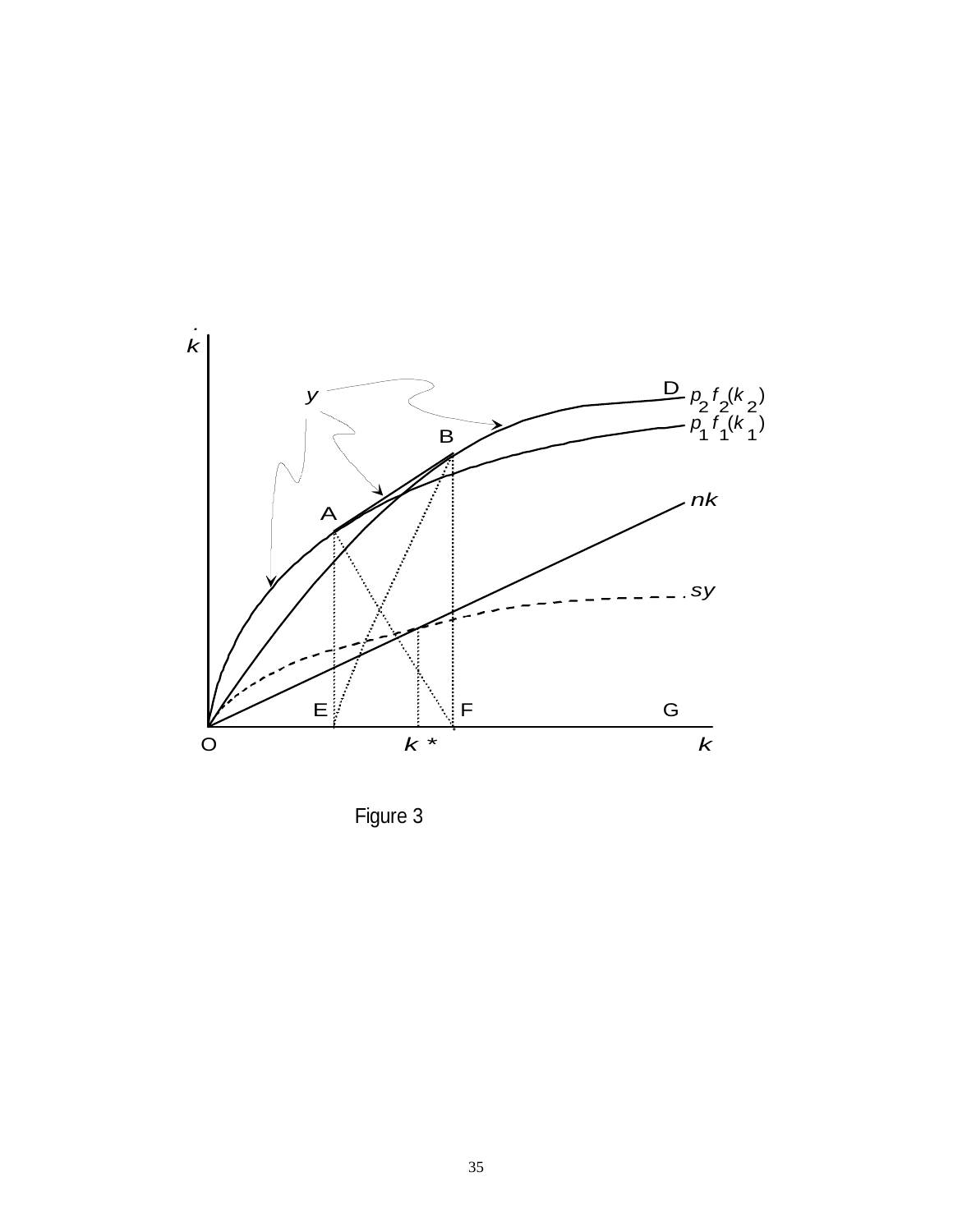Figure 3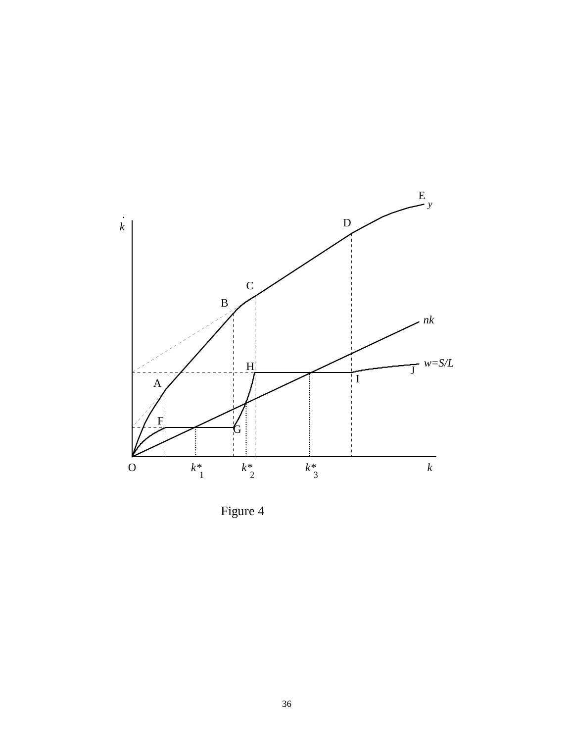Figure 4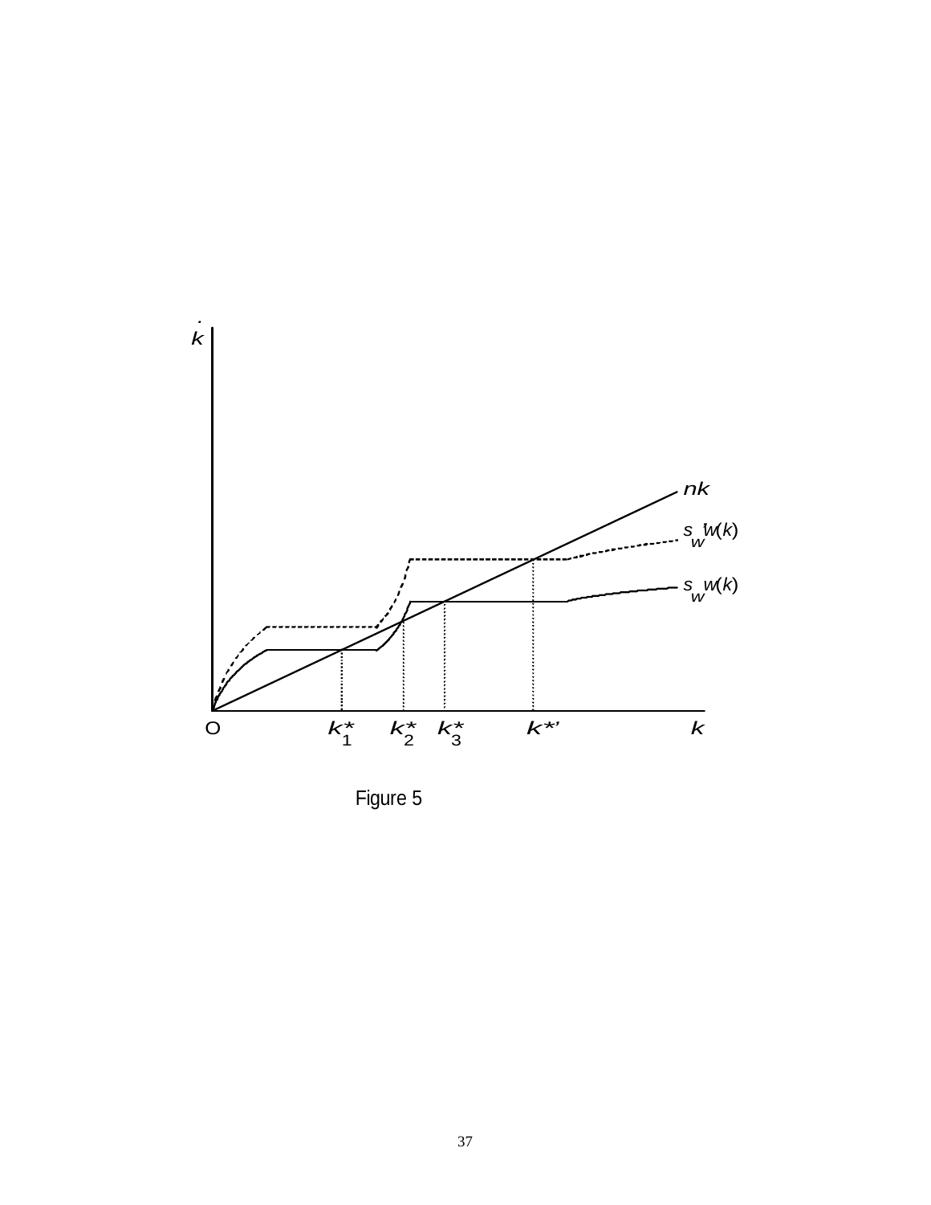Figure 5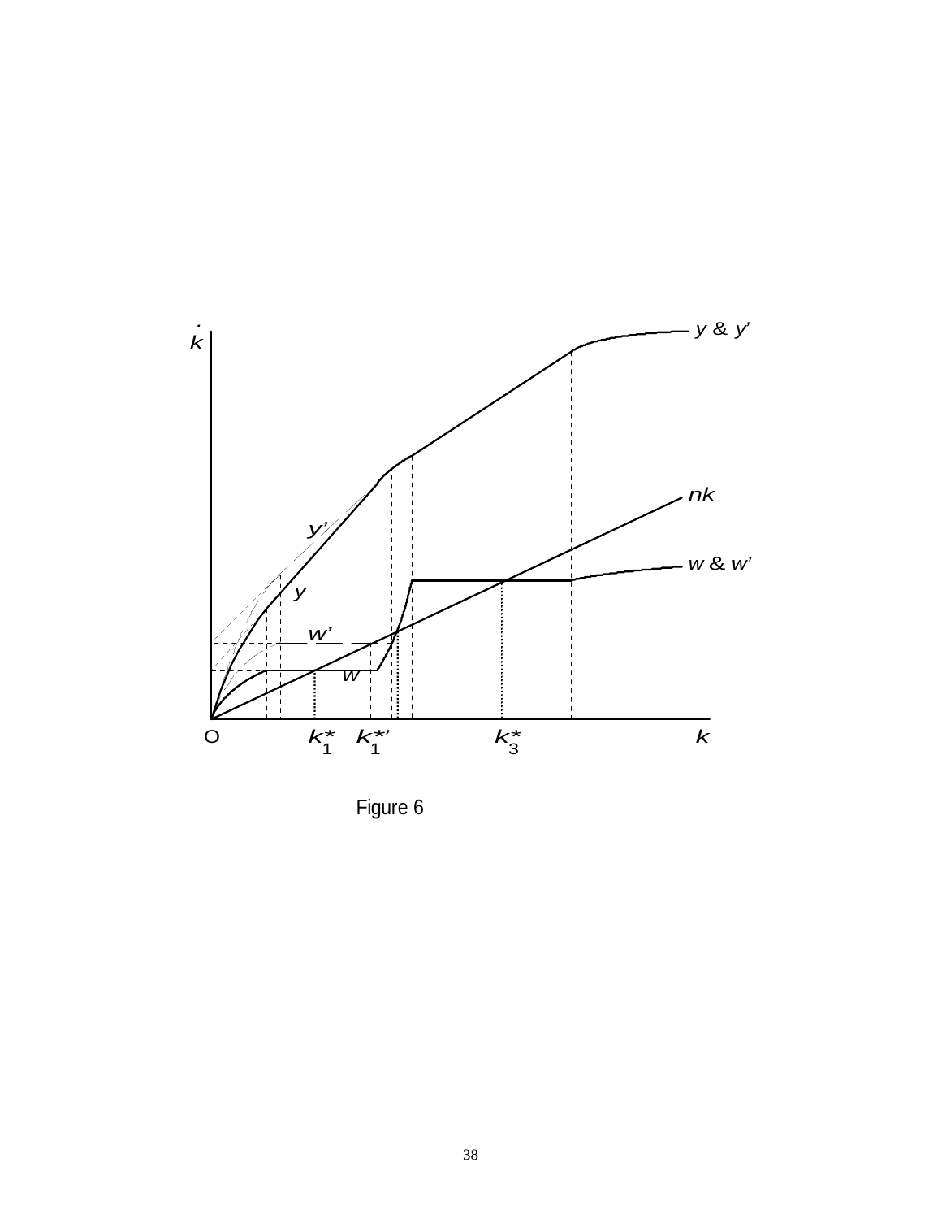Figure 6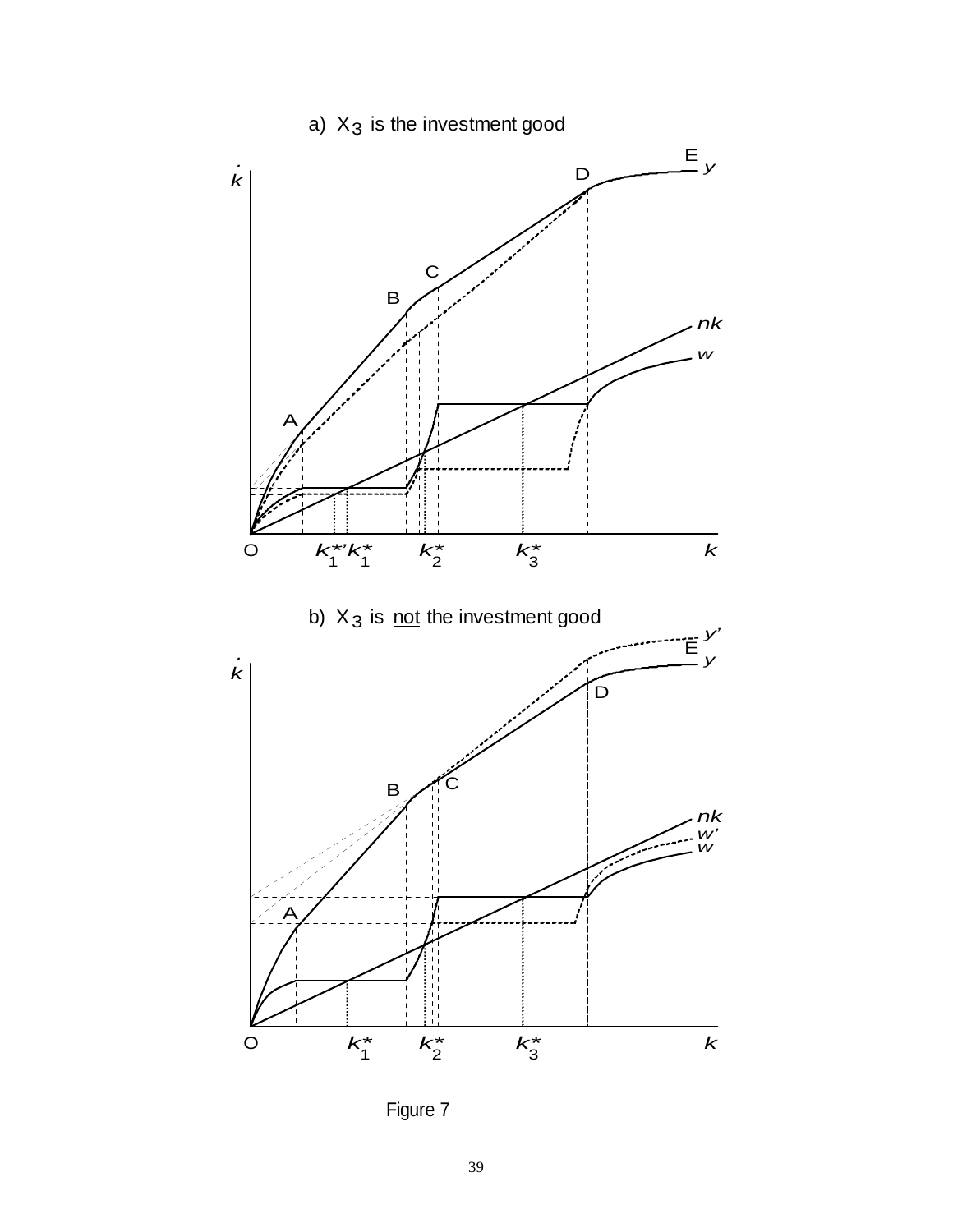a) $X_3$ is the investment good

b) $X_3$ is not the investment good

Figure 7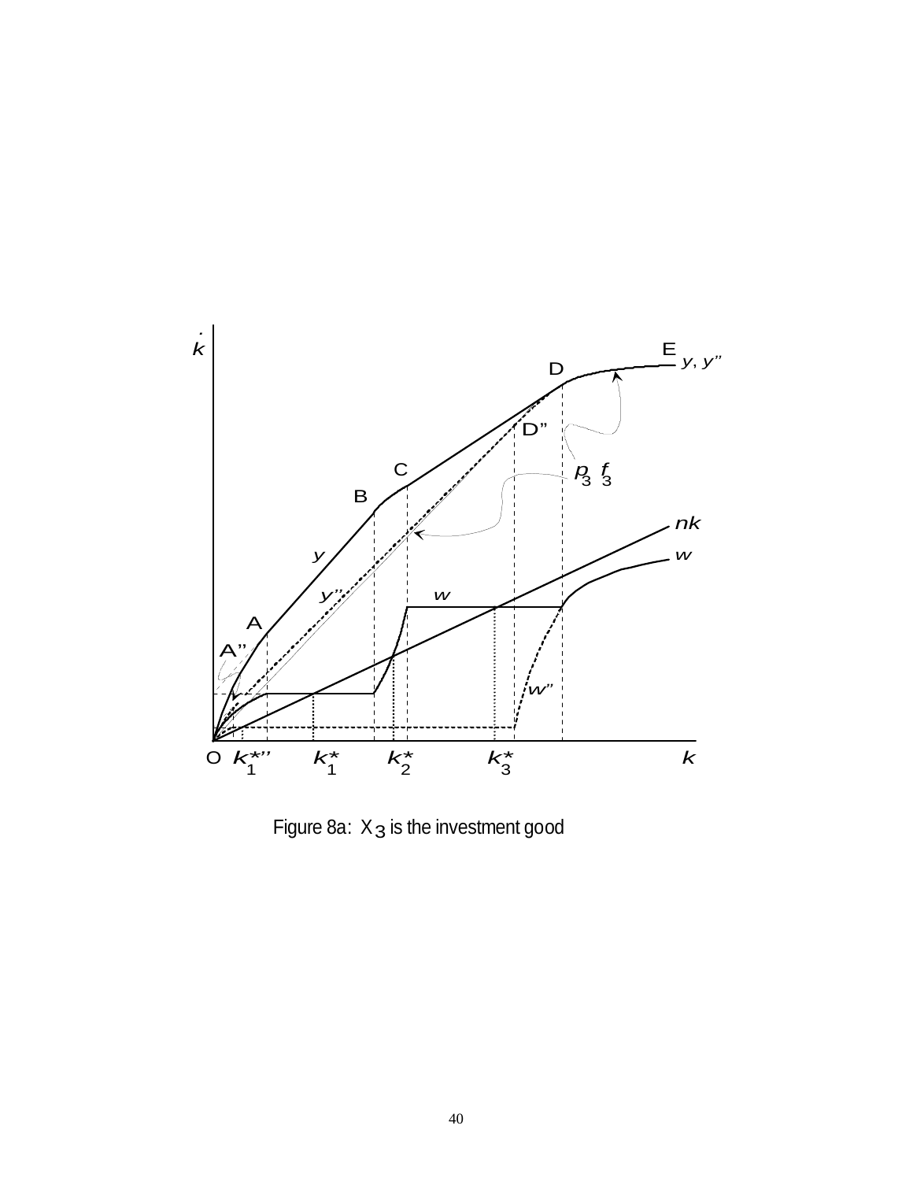Figure 8a: $X_3$ is the investment good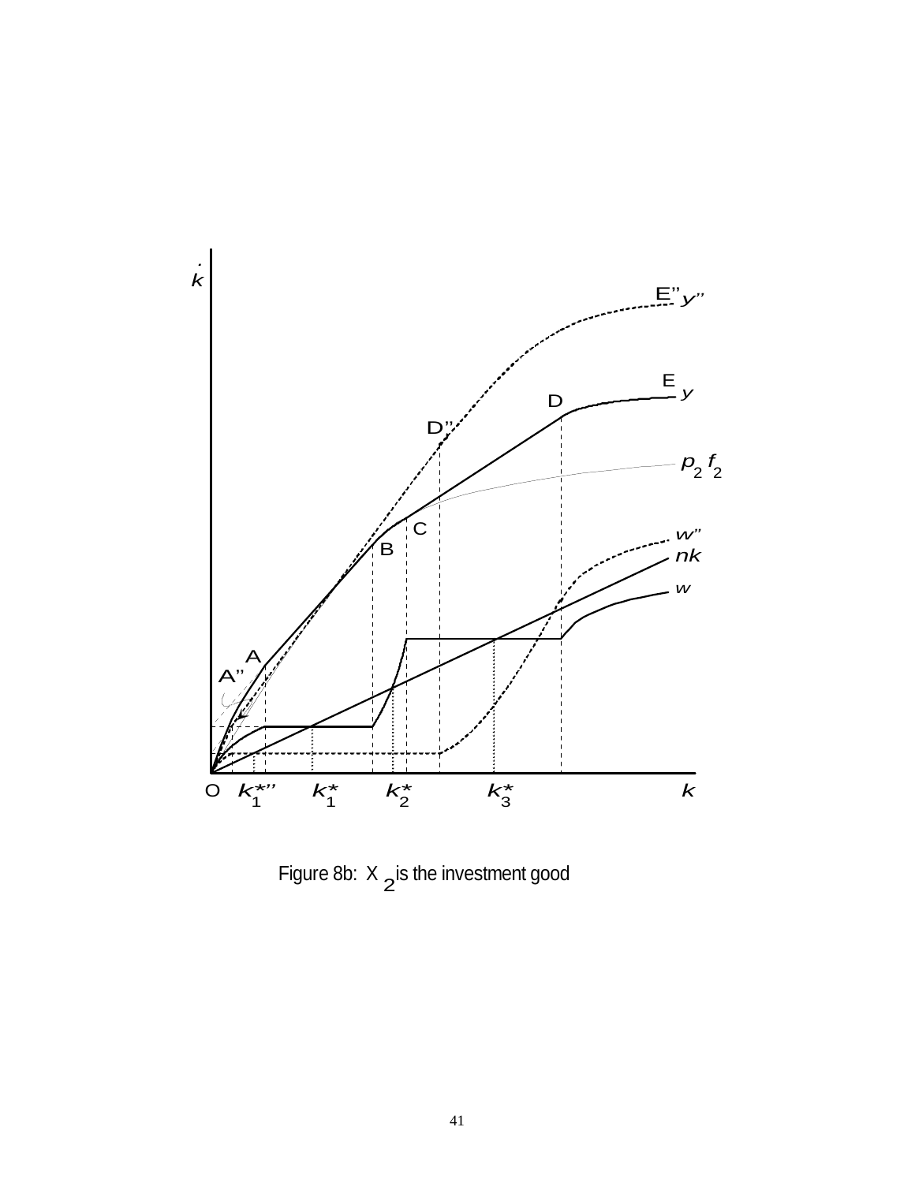Figure 8b: $X_2$ is the investment good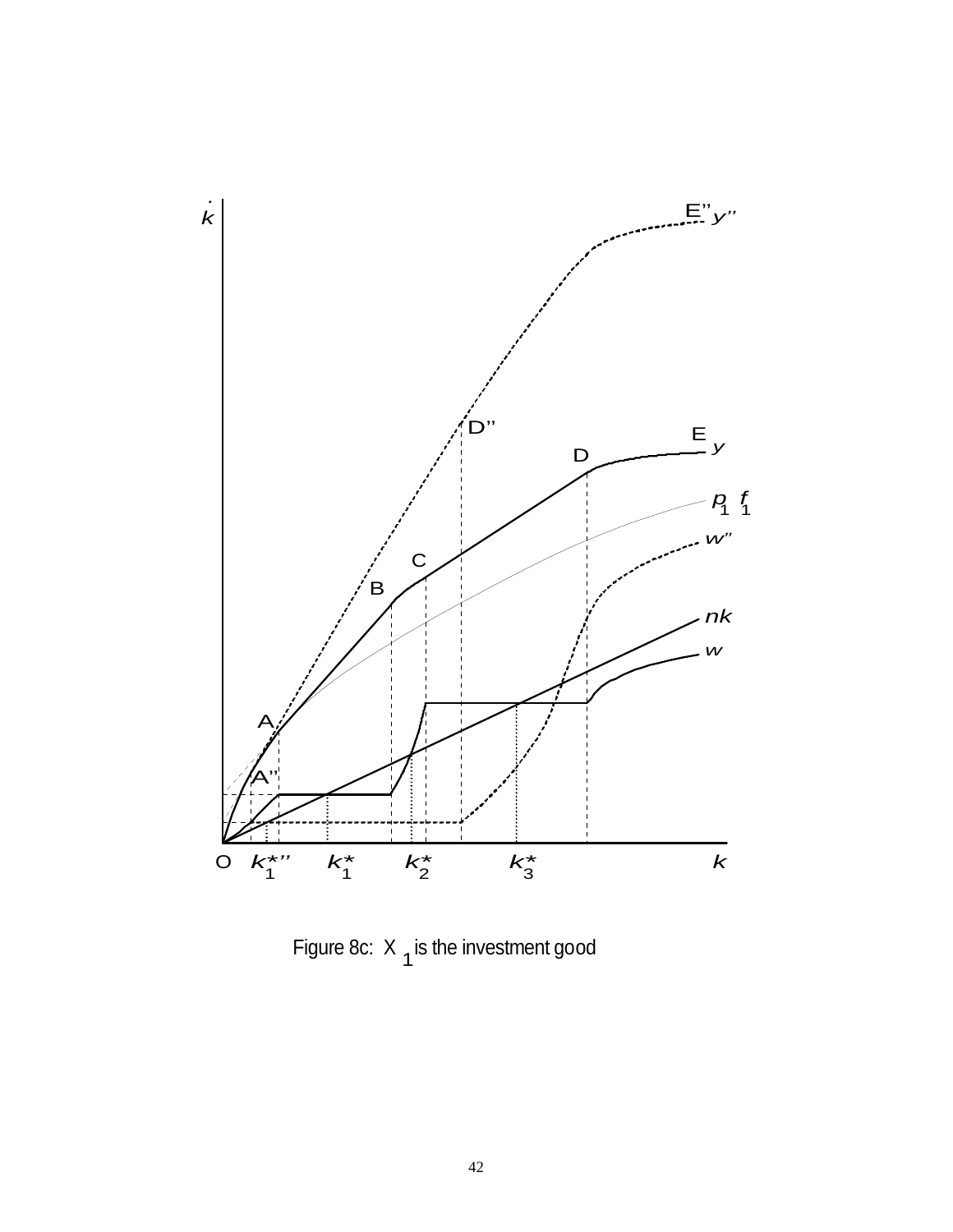$\dot{k}$

E'' $y''$

D''

E $y$

D

$p_1 f_1$

$w''$

C

B

$nk$

$w$

A

A''

O $k_1^{*''}$ $k_1^*$ $k_2^*$ $k_3^*$ $k$

Figure 8c: $X_1$ is the investment good